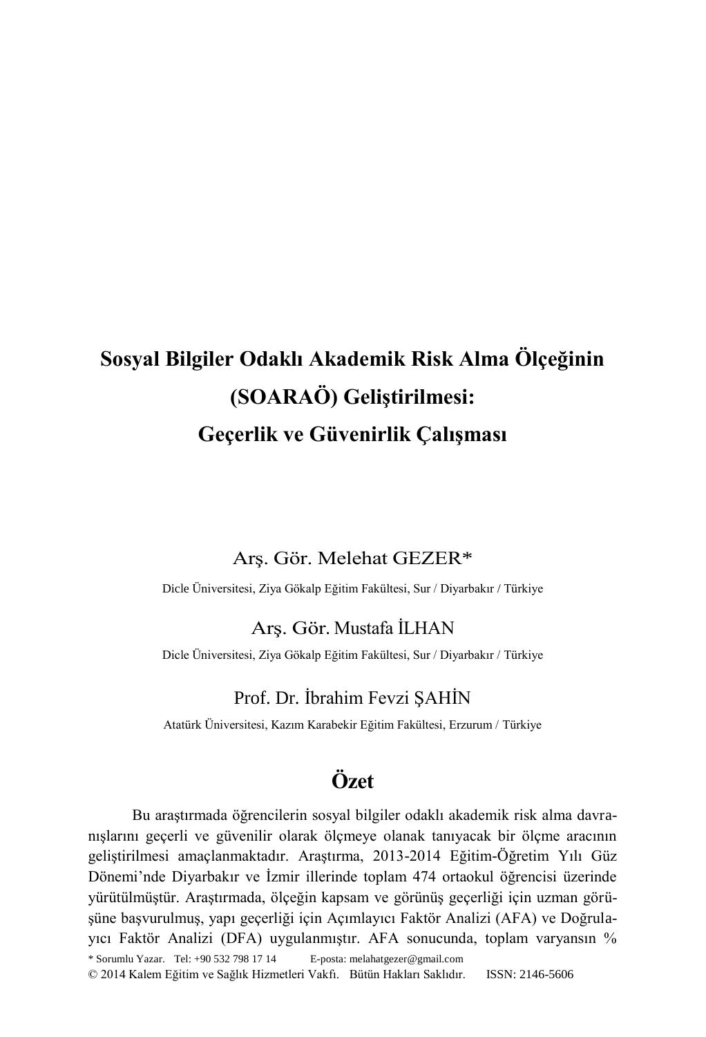# Sosyal Bilgiler Odaklı Akademik Risk Alma Ölçeğinin (SOARAÖ) Geliştirilmesi: Geçerlik ve Güvenirlik Çalışması

Arş. Gör. Melehat GEZER*

Dicle Üniversitesi, Ziya Gökalp Eğitim Fakültesi, Sur / Diyarbakır / Türkiye

Arş. Gör. Mustafa İLHAN

Dicle Üniversitesi, Ziya Gökalp Eğitim Fakültesi, Sur / Diyarbakır / Türkiye

Prof. Dr. İbrahim Fevzi ŞAHİN

Atatürk Üniversitesi, Kazım Karabekir Eğitim Fakültesi, Erzurum / Türkiye

## Özet

Bu araştırmada öğrencilerin sosyal bilgiler odaklı akademik risk alma davranışlarını geçerli ve güvenilir olarak ölçmeye olanak tanıyacak bir ölçme aracının geliştirilmesi amaçlanmaktadır. Araştırma, 2013-2014 Eğitim-Öğretim Yılı Güz Dönemi'nde Diyarbakır ve İzmir illerinde toplam 474 ortaokul öğrencisi üzerinde yürütülmüştür. Araştırmada, ölçeğin kapsam ve görünüş geçerliği için uzman görüşüne başvurulmuş, yapı geçerliği için Açımlayıcı Faktör Analizi (AFA) ve Doğrulayıcı Faktör Analizi (DFA) uygulanmıştır. AFA sonucunda, toplam varyansın %

* Sorumlu Yazar. Tel: +90 532 798 17 14 E-posta: melahatgezer@gmail.com

© 2014 Kalem Eğitim ve Sağlık Hizmetleri Vakfı. Bütün Hakları Saklıdır. ISSN: 2146-5606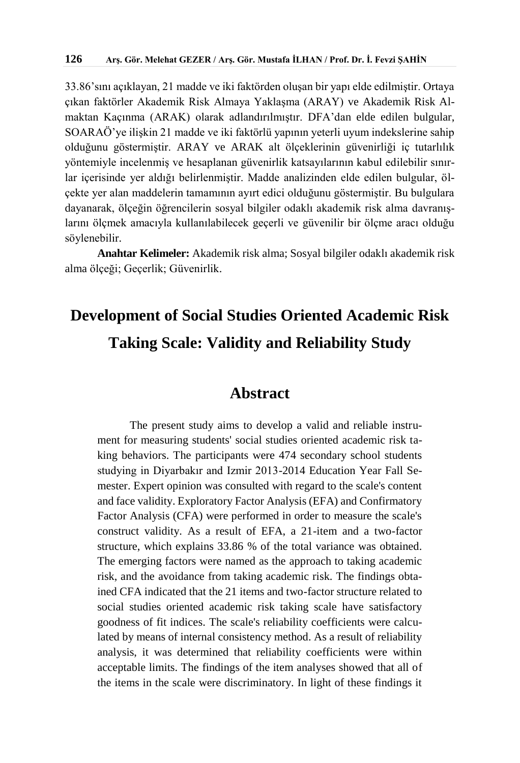33.86'sını açıklayan, 21 madde ve iki faktörden oluşan bir yapı elde edilmiştir. Ortaya çıkan faktörler Akademik Risk Almaya Yaklaşma (ARAY) ve Akademik Risk Almaktan Kaçınma (ARAK) olarak adlandırılmıştır. DFA'dan elde edilen bulgular, SOARAÖ'ye ilişkin 21 madde ve iki faktörlü yapının yeterli uyum indekslerine sahip olduğunu göstermiştir. ARAY ve ARAK alt ölçeklerinin güvenirliği iç tutarlılık yöntemiyle incelenmiş ve hesaplanan güvenirlik katsayılarının kabul edilebilir sınırlar içerisinde yer aldığı belirlenmiştir. Madde analizinden elde edilen bulgular, ölçekte yer alan maddelerin tamamının ayırt edici olduğunu göstermiştir. Bu bulgulara dayanarak, ölçeğin öğrencilerin sosyal bilgiler odaklı akademik risk alma davranışlarını ölçmek amacıyla kullanılabilecek geçerli ve güvenilir bir ölçme aracı olduğu söylenebilir.

**Anahtar Kelimeler:** Akademik risk alma; Sosyal bilgiler odaklı akademik risk alma ölçeği; Geçerlik; Güvenirlik.

# Development of Social Studies Oriented Academic Risk Taking Scale: Validity and Reliability Study

## Abstract

The present study aims to develop a valid and reliable instrument for measuring students' social studies oriented academic risk taking behaviors. The participants were 474 secondary school students studying in Diyarbakır and Izmir 2013-2014 Education Year Fall Semester. Expert opinion was consulted with regard to the scale's content and face validity. Exploratory Factor Analysis (EFA) and Confirmatory Factor Analysis (CFA) were performed in order to measure the scale's construct validity. As a result of EFA, a 21-item and a two-factor structure, which explains 33.86 % of the total variance was obtained. The emerging factors were named as the approach to taking academic risk, and the avoidance from taking academic risk. The findings obtained CFA indicated that the 21 items and two-factor structure related to social studies oriented academic risk taking scale have satisfactory goodness of fit indices. The scale's reliability coefficients were calculated by means of internal consistency method. As a result of reliability analysis, it was determined that reliability coefficients were within acceptable limits. The findings of the item analyses showed that all of the items in the scale were discriminatory. In light of these findings it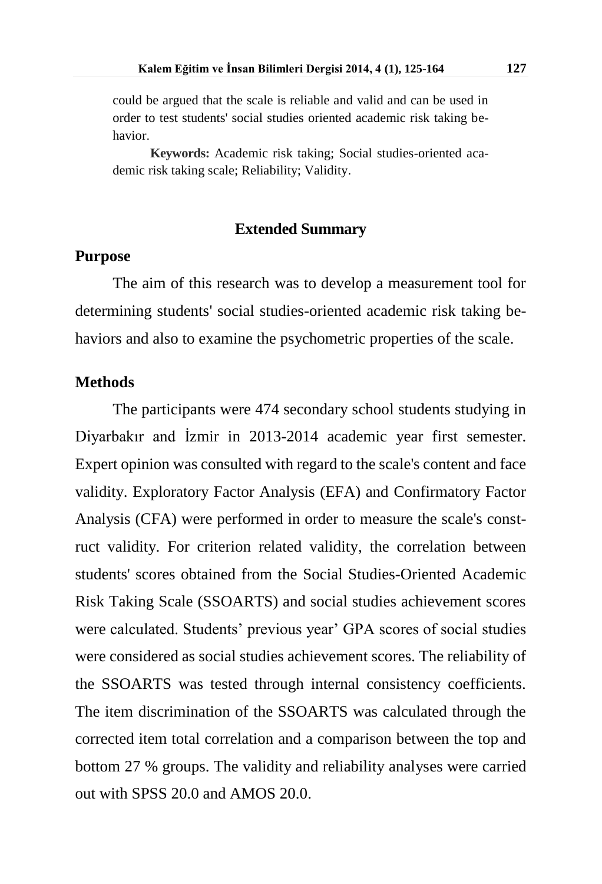could be argued that the scale is reliable and valid and can be used in order to test students' social studies oriented academic risk taking behavior.

**Keywords:** Academic risk taking; Social studies-oriented academic risk taking scale; Reliability; Validity.

## Extended Summary

### Purpose

The aim of this research was to develop a measurement tool for determining students' social studies-oriented academic risk taking behaviors and also to examine the psychometric properties of the scale.

### Methods

The participants were 474 secondary school students studying in Diyarbakır and İzmir in 2013-2014 academic year first semester. Expert opinion was consulted with regard to the scale's content and face validity. Exploratory Factor Analysis (EFA) and Confirmatory Factor Analysis (CFA) were performed in order to measure the scale's construct validity. For criterion related validity, the correlation between students' scores obtained from the Social Studies-Oriented Academic Risk Taking Scale (SSOARTS) and social studies achievement scores were calculated. Students' previous year' GPA scores of social studies were considered as social studies achievement scores. The reliability of the SSOARTS was tested through internal consistency coefficients. The item discrimination of the SSOARTS was calculated through the corrected item total correlation and a comparison between the top and bottom 27 % groups. The validity and reliability analyses were carried out with SPSS 20.0 and AMOS 20.0.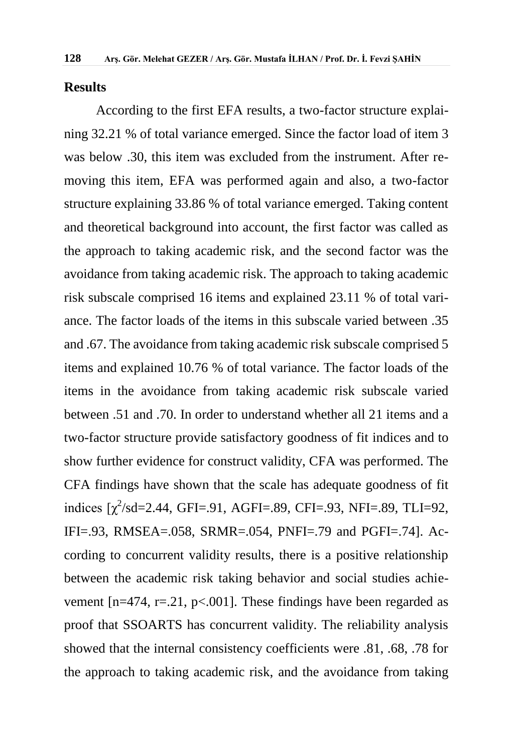## Results

According to the first EFA results, a two-factor structure explaining 32.21 % of total variance emerged. Since the factor load of item 3 was below .30, this item was excluded from the instrument. After removing this item, EFA was performed again and also, a two-factor structure explaining 33.86 % of total variance emerged. Taking content and theoretical background into account, the first factor was called as the approach to taking academic risk, and the second factor was the avoidance from taking academic risk. The approach to taking academic risk subscale comprised 16 items and explained 23.11 % of total variance. The factor loads of the items in this subscale varied between .35 and .67. The avoidance from taking academic risk subscale comprised 5 items and explained 10.76 % of total variance. The factor loads of the items in the avoidance from taking academic risk subscale varied between .51 and .70. In order to understand whether all 21 items and a two-factor structure provide satisfactory goodness of fit indices and to show further evidence for construct validity, CFA was performed. The CFA findings have shown that the scale has adequate goodness of fit indices [$\chi^2$/sd=2.44, GFI=.91, AGFI=.89, CFI=.93, NFI=.89, TLI=92, IFI=.93, RMSEA=.058, SRMR=.054, PNFI=.79 and PGFI=.74]. According to concurrent validity results, there is a positive relationship between the academic risk taking behavior and social studies achievement [n=474, r=.21, p<.001]. These findings have been regarded as proof that SSOARTS has concurrent validity. The reliability analysis showed that the internal consistency coefficients were .81, .68, .78 for the approach to taking academic risk, and the avoidance from taking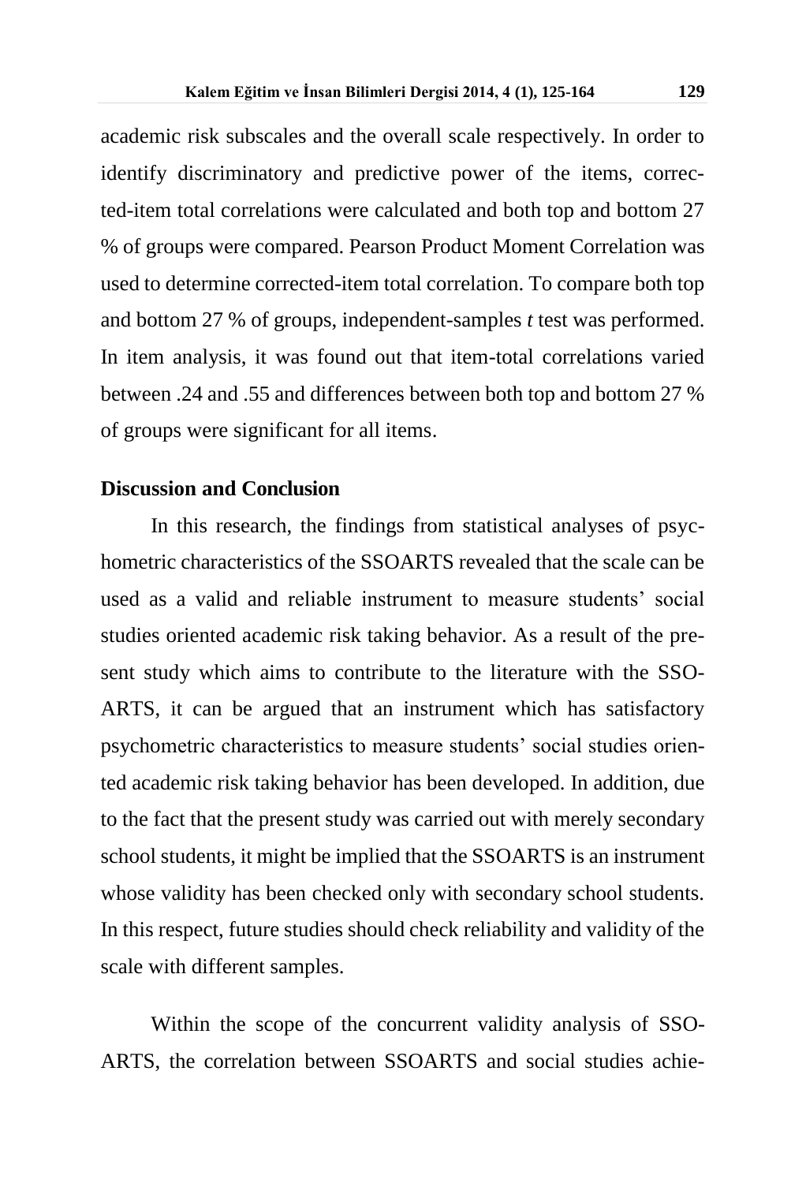academic risk subscales and the overall scale respectively. In order to identify discriminatory and predictive power of the items, corrected-item total correlations were calculated and both top and bottom 27 % of groups were compared. Pearson Product Moment Correlation was used to determine corrected-item total correlation. To compare both top and bottom 27 % of groups, independent-samples *t* test was performed. In item analysis, it was found out that item-total correlations varied between .24 and .55 and differences between both top and bottom 27 % of groups were significant for all items.

## Discussion and Conclusion

In this research, the findings from statistical analyses of psychometric characteristics of the SSOARTS revealed that the scale can be used as a valid and reliable instrument to measure students' social studies oriented academic risk taking behavior. As a result of the present study which aims to contribute to the literature with the SSOARTS, it can be argued that an instrument which has satisfactory psychometric characteristics to measure students' social studies oriented academic risk taking behavior has been developed. In addition, due to the fact that the present study was carried out with merely secondary school students, it might be implied that the SSOARTS is an instrument whose validity has been checked only with secondary school students. In this respect, future studies should check reliability and validity of the scale with different samples.

Within the scope of the concurrent validity analysis of SSOARTS, the correlation between SSOARTS and social studies achie-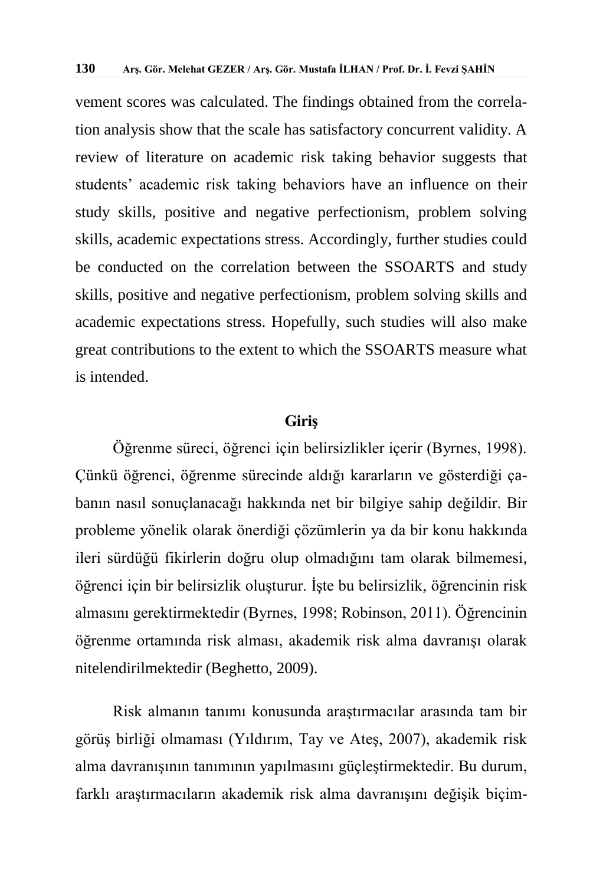vement scores was calculated. The findings obtained from the correlation analysis show that the scale has satisfactory concurrent validity. A review of literature on academic risk taking behavior suggests that students' academic risk taking behaviors have an influence on their study skills, positive and negative perfectionism, problem solving skills, academic expectations stress. Accordingly, further studies could be conducted on the correlation between the SSOARTS and study skills, positive and negative perfectionism, problem solving skills and academic expectations stress. Hopefully, such studies will also make great contributions to the extent to which the SSOARTS measure what is intended.

## Giriş

Öğrenme süreci, öğrenci için belirsizlikler içerir (Byrnes, 1998). Çünkü öğrenci, öğrenme sürecinde aldığı kararların ve gösterdiği çabanın nasıl sonuçlanacağı hakkında net bir bilgiye sahip değildir. Bir probleme yönelik olarak önerdiği çözümlerin ya da bir konu hakkında ileri sürdüğü fikirlerin doğru olup olmadığını tam olarak bilmemesi, öğrenci için bir belirsizlik oluşturur. İşte bu belirsizlik, öğrencinin risk almasını gerektirmektedir (Byrnes, 1998; Robinson, 2011). Öğrencinin öğrenme ortamında risk alması, akademik risk alma davranışı olarak nitelendirilmektedir (Beghetto, 2009).

Risk almanın tanımı konusunda araştırmacılar arasında tam bir görüş birliği olmaması (Yıldırım, Tay ve Ateş, 2007), akademik risk alma davranışının tanımının yapılmasını güçleştirmektedir. Bu durum, farklı araştırmacıların akademik risk alma davranışını değişik biçim-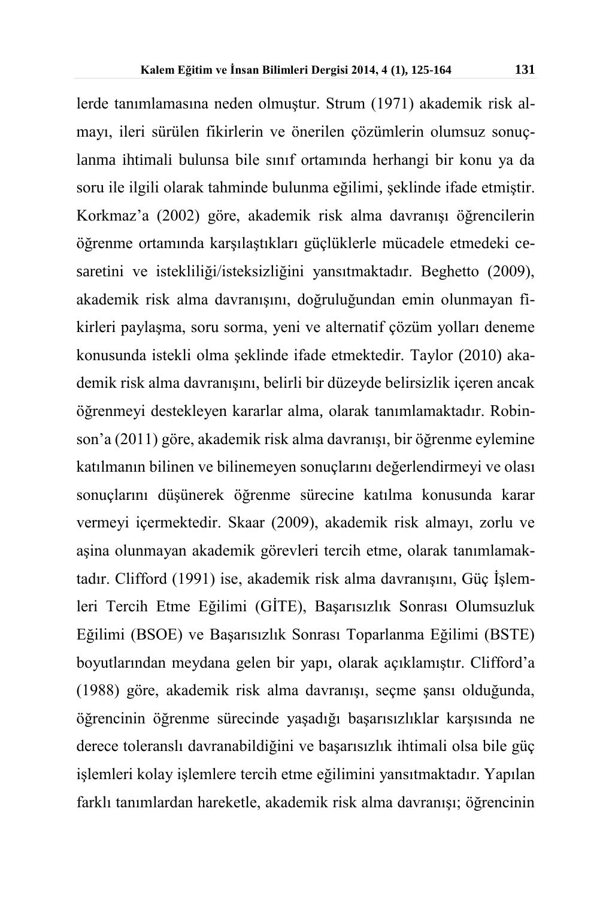lerde tanımlamasına neden olmuştur. Strum (1971) akademik risk almayı, ileri sürülen fikirlerin ve önerilen çözümlerin olumsuz sonuçlanma ihtimali bulunsa bile sınıf ortamında herhangi bir konu ya da soru ile ilgili olarak tahminde bulunma eğilimi, şeklinde ifade etmiştir. Korkmaz'a (2002) göre, akademik risk alma davranışı öğrencilerin öğrenme ortamında karşılaştıkları güçlüklerle mücadele etmedeki cesaretini ve istekliliği/isteksizliğini yansıtmaktadır. Beghetto (2009), akademik risk alma davranışını, doğruluğundan emin olunmayan fikirleri paylaşma, soru sorma, yeni ve alternatif çözüm yolları deneme konusunda istekli olma şeklinde ifade etmektedir. Taylor (2010) akademik risk alma davranışını, belirli bir düzeyde belirsizlik içeren ancak öğrenmeyi destekleyen kararlar alma, olarak tanımlamaktadır. Robinson'a (2011) göre, akademik risk alma davranışı, bir öğrenme eylemine katılmanın bilinen ve bilinemeyen sonuçlarını değerlendirmeyi ve olası sonuçlarını düşünerek öğrenme sürecine katılma konusunda karar vermeyi içermektedir. Skaar (2009), akademik risk almayı, zorlu ve aşina olunmayan akademik görevleri tercih etme, olarak tanımlamaktadır. Clifford (1991) ise, akademik risk alma davranışını, Güç İşlemleri Tercih Etme Eğilimi (GİTE), Başarısızlık Sonrası Olumsuzluk Eğilimi (BSOE) ve Başarısızlık Sonrası Toparlanma Eğilimi (BSTE) boyutlarından meydana gelen bir yapı, olarak açıklamıştır. Clifford'a (1988) göre, akademik risk alma davranışı, seçme şansı olduğunda, öğrencinin öğrenme sürecinde yaşadığı başarısızlıklar karşısında ne derece toleranslı davranabildiğini ve başarısızlık ihtimali olsa bile güç işlemleri kolay işlemlere tercih etme eğilimini yansıtmaktadır. Yapılan farklı tanımlardan hareketle, akademik risk alma davranışı; öğrencinin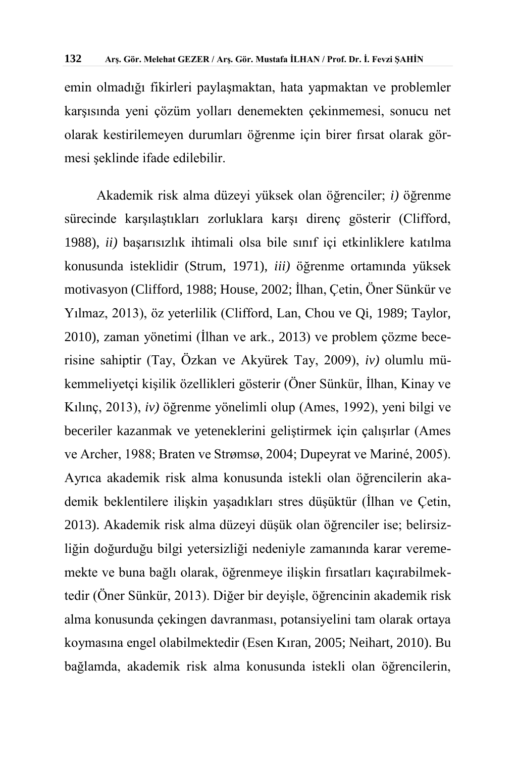emin olmadığı fikirleri paylaşmaktan, hata yapmaktan ve problemler karşısında yeni çözüm yolları denemekten çekinmemesi, sonucu net olarak kestirilemeyen durumları öğrenme için birer fırsat olarak görmesi şeklinde ifade edilebilir.

Akademik risk alma düzeyi yüksek olan öğrenciler; *i)* öğrenme sürecinde karşılaştıkları zorluklara karşı direnç gösterir (Clifford, 1988), *ii)* başarısızlık ihtimali olsa bile sınıf içi etkinliklere katılma konusunda isteklidir (Strum, 1971), *iii)* öğrenme ortamında yüksek motivasyon (Clifford, 1988; House, 2002; İlhan, Çetin, Öner Sünkür ve Yılmaz, 2013), öz yeterlilik (Clifford, Lan, Chou ve Qi, 1989; Taylor, 2010), zaman yönetimi (İlhan ve ark., 2013) ve problem çözme becerisine sahiptir (Tay, Özkan ve Akyürek Tay, 2009), *iv)* olumlu mükemmeliyetçi kişilik özellikleri gösterir (Öner Sünkür, İlhan, Kinay ve Kılınç, 2013), *iv)* öğrenme yönelimli olup (Ames, 1992), yeni bilgi ve beceriler kazanmak ve yeteneklerini geliştirmek için çalışırlar (Ames ve Archer, 1988; Braten ve Strømsø, 2004; Dupeyrat ve Mariné, 2005). Ayrıca akademik risk alma konusunda istekli olan öğrencilerin akademik beklentilere ilişkin yaşadıkları stres düşüktür (İlhan ve Çetin, 2013). Akademik risk alma düzeyi düşük olan öğrenciler ise; belirsizliğin doğurduğu bilgi yetersizliği nedeniyle zamanında karar verememekte ve buna bağlı olarak, öğrenmeye ilişkin fırsatları kaçırabilmektedir (Öner Sünkür, 2013). Diğer bir deyişle, öğrencinin akademik risk alma konusunda çekingen davranması, potansiyelini tam olarak ortaya koymasına engel olabilmektedir (Esen Kıran, 2005; Neihart, 2010). Bu bağlamda, akademik risk alma konusunda istekli olan öğrencilerin,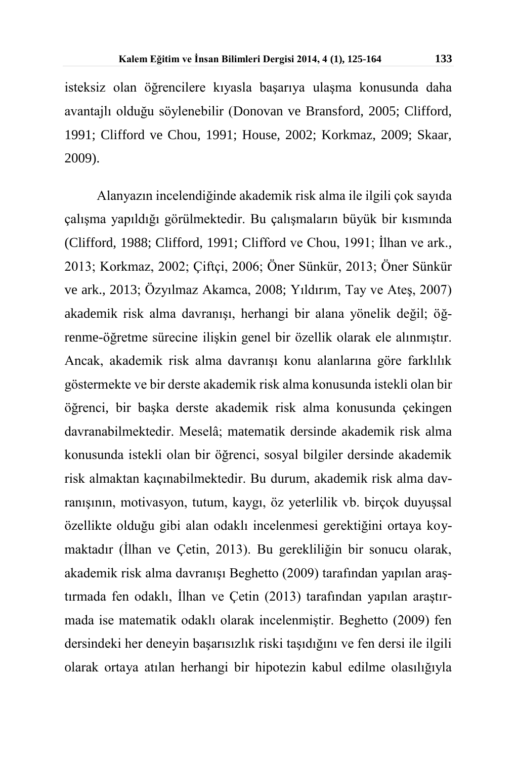isteksiz olan öğrencilere kıyasla başarıya ulaşma konusunda daha avantajlı olduğu söylenebilir (Donovan ve Bransford, 2005; Clifford, 1991; Clifford ve Chou, 1991; House, 2002; Korkmaz, 2009; Skaar, 2009).

Alanyazın incelendiğinde akademik risk alma ile ilgili çok sayıda çalışma yapıldığı görülmektedir. Bu çalışmaların büyük bir kısmında (Clifford, 1988; Clifford, 1991; Clifford ve Chou, 1991; İlhan ve ark., 2013; Korkmaz, 2002; Çiftçi, 2006; Öner Sünkür, 2013; Öner Sünkür ve ark., 2013; Özyılmaz Akamca, 2008; Yıldırım, Tay ve Ateş, 2007) akademik risk alma davranışı, herhangi bir alana yönelik değil; öğrenme-öğretme sürecine ilişkin genel bir özellik olarak ele alınmıştır. Ancak, akademik risk alma davranışı konu alanlarına göre farklılık göstermekte ve bir derste akademik risk alma konusunda istekli olan bir öğrenci, bir başka derste akademik risk alma konusunda çekingen davranabilmektedir. Meselâ; matematik dersinde akademik risk alma konusunda istekli olan bir öğrenci, sosyal bilgiler dersinde akademik risk almaktan kaçınabilmektedir. Bu durum, akademik risk alma davranışının, motivasyon, tutum, kaygı, öz yeterlilik vb. birçok duyuşsal özellikte olduğu gibi alan odaklı incelenmesi gerektiğini ortaya koymaktadır (İlhan ve Çetin, 2013). Bu gerekliliğin bir sonucu olarak, akademik risk alma davranışı Beghetto (2009) tarafından yapılan araştırmada fen odaklı, İlhan ve Çetin (2013) tarafından yapılan araştırmada ise matematik odaklı olarak incelenmiştir. Beghetto (2009) fen dersindeki her deneyin başarısızlık riski taşıdığını ve fen dersi ile ilgili olarak ortaya atılan herhangi bir hipotezin kabul edilme olasılığıyla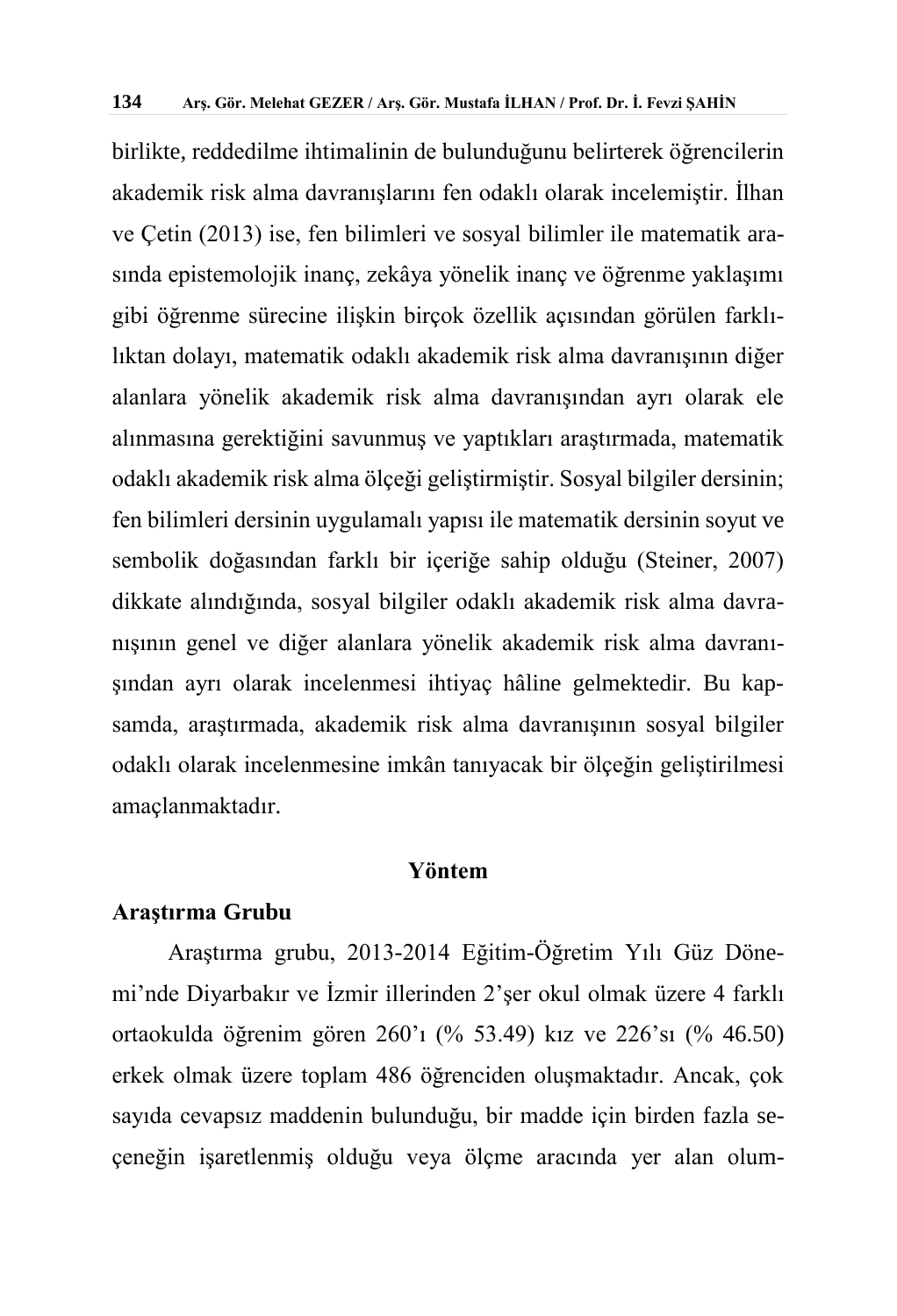birlikte, reddedilme ihtimalinin de bulunduğunu belirterek öğrencilerin akademik risk alma davranışlarını fen odaklı olarak incelemiştir. İlhan ve Çetin (2013) ise, fen bilimleri ve sosyal bilimler ile matematik arasında epistemolojik inanç, zekâya yönelik inanç ve öğrenme yaklaşımı gibi öğrenme sürecine ilişkin birçok özellik açısından görülen farklılıktan dolayı, matematik odaklı akademik risk alma davranışının diğer alanlara yönelik akademik risk alma davranışından ayrı olarak ele alınmasına gerektiğini savunmuş ve yaptıkları araştırmada, matematik odaklı akademik risk alma ölçeği geliştirmiştir. Sosyal bilgiler dersinin; fen bilimleri dersinin uygulamalı yapısı ile matematik dersinin soyut ve sembolik doğasından farklı bir içeriğe sahip olduğu (Steiner, 2007) dikkate alındığında, sosyal bilgiler odaklı akademik risk alma davranışının genel ve diğer alanlara yönelik akademik risk alma davranışından ayrı olarak incelenmesi ihtiyaç hâline gelmektedir. Bu kapsamda, araştırmada, akademik risk alma davranışının sosyal bilgiler odaklı olarak incelenmesine imkân tanıyacak bir ölçeğin geliştirilmesi amaçlanmaktadır.

## Yöntem

### Araştırma Grubu

Araştırma grubu, 2013-2014 Eğitim-Öğretim Yılı Güz Dönemi'nde Diyarbakır ve İzmir illerinden 2'şer okul olmak üzere 4 farklı ortaokulda öğrenim gören 260'ı (% 53.49) kız ve 226'sı (% 46.50) erkek olmak üzere toplam 486 öğrenciden oluşmaktadır. Ancak, çok sayıda cevapsız maddenin bulunduğu, bir madde için birden fazla seçeneğin işaretlenmiş olduğu veya ölçme aracında yer alan olum-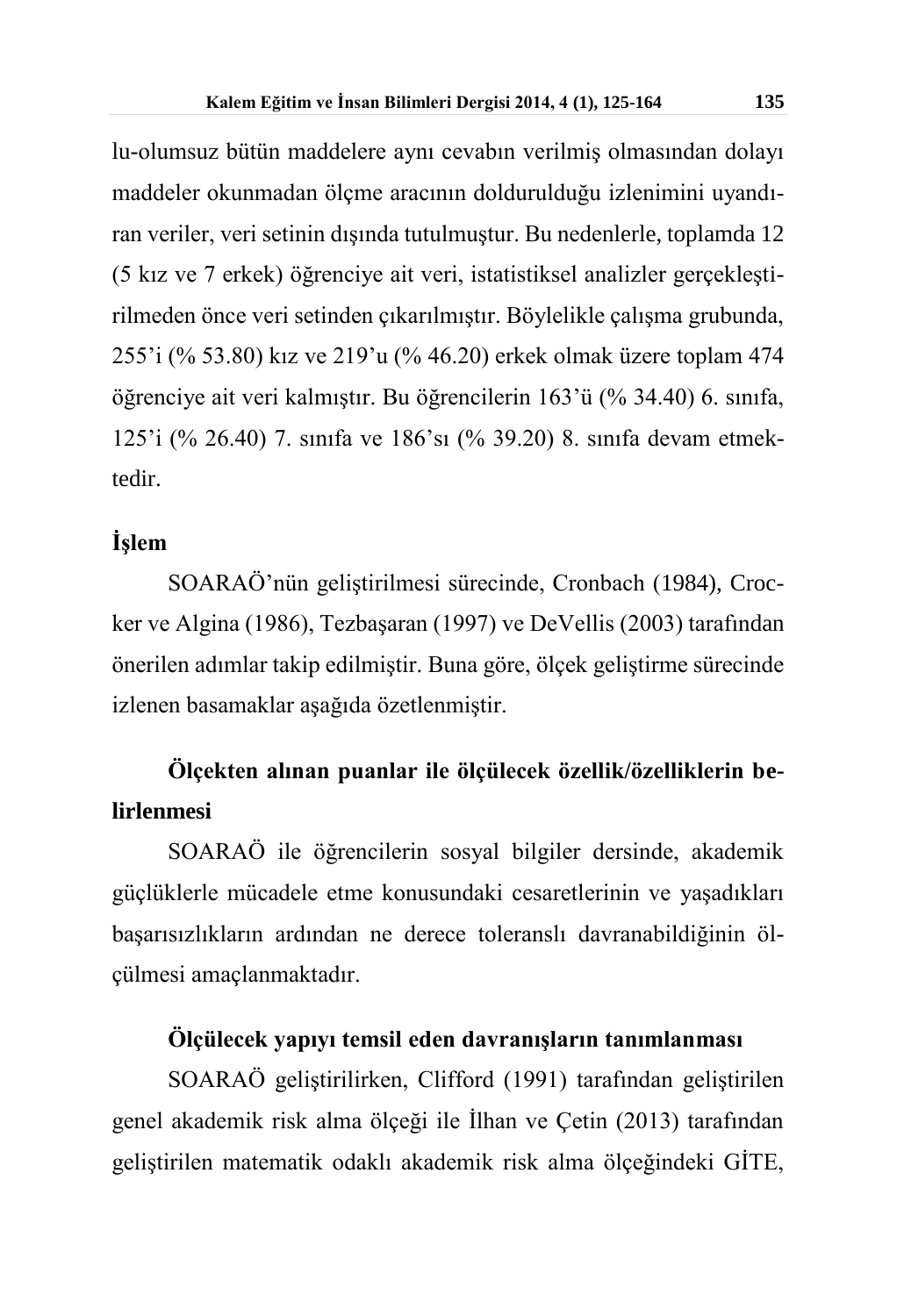lu-olumsuz bütün maddelere aynı cevabın verilmiş olmasından dolayı maddeler okunmadan ölçme aracının doldurulduğu izlenimini uyandıran veriler, veri setinin dışında tutulmuştur. Bu nedenlerle, toplamda 12 (5 kız ve 7 erkek) öğrenciye ait veri, istatistiksel analizler gerçekleştirilmeden önce veri setinden çıkarılmıştır. Böylelikle çalışma grubunda, 255'i (% 53.80) kız ve 219'u (% 46.20) erkek olmak üzere toplam 474 öğrenciye ait veri kalmıştır. Bu öğrencilerin 163'ü (% 34.40) 6. sınıfa, 125'i (% 26.40) 7. sınıfa ve 186'sı (% 39.20) 8. sınıfa devam etmektedir.

## İşlem

SOARAÖ'nün geliştirilmesi sürecinde, Cronbach (1984), Crocker ve Algina (1986), Tezbaşaran (1997) ve DeVellis (2003) tarafından önerilen adımlar takip edilmiştir. Buna göre, ölçek geliştirme sürecinde izlenen basamaklar aşağıda özetlenmiştir.

### Ölçekten alınan puanlar ile ölçülecek özellik/özelliklerin belirlenmesi

SOARAÖ ile öğrencilerin sosyal bilgiler dersinde, akademik güçlüklerle mücadele etme konusundaki cesaretlerinin ve yaşadıkları başarısızlıkların ardından ne derece toleranslı davranabildiğinin ölçülmesi amaçlanmaktadır.

### Ölçülecek yapıyı temsil eden davranışların tanımlanması

SOARAÖ geliştirilirken, Clifford (1991) tarafından geliştirilen genel akademik risk alma ölçeği ile İlhan ve Çetin (2013) tarafından geliştirilen matematik odaklı akademik risk alma ölçeğindeki GİTE,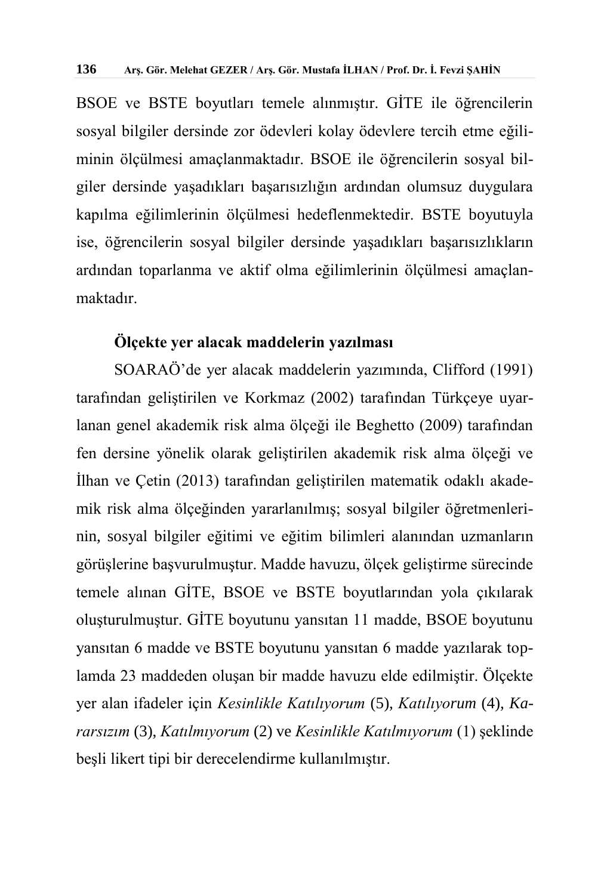BSOE ve BSTE boyutları temele alınmıştır. GİTE ile öğrencilerin sosyal bilgiler dersinde zor ödevleri kolay ödevlere tercih etme eğiliminin ölçülmesi amaçlanmaktadır. BSOE ile öğrencilerin sosyal bilgiler dersinde yaşadıkları başarısızlığın ardından olumsuz duygulara kapılma eğilimlerinin ölçülmesi hedeflenmektedir. BSTE boyutuyla ise, öğrencilerin sosyal bilgiler dersinde yaşadıkları başarısızlıkların ardından toparlanma ve aktif olma eğilimlerinin ölçülmesi amaçlanmaktadır.

**Ölçekte yer alacak maddelerin yazılması**

SOARAÖ'de yer alacak maddelerin yazımında, Clifford (1991) tarafından geliştirilen ve Korkmaz (2002) tarafından Türkçeye uyarlanan genel akademik risk alma ölçeği ile Beghetto (2009) tarafından fen dersine yönelik olarak geliştirilen akademik risk alma ölçeği ve İlhan ve Çetin (2013) tarafından geliştirilen matematik odaklı akademik risk alma ölçeğinden yararlanılmış; sosyal bilgiler öğretmenlerinin, sosyal bilgiler eğitimi ve eğitim bilimleri alanından uzmanların görüşlerine başvurulmuştur. Madde havuzu, ölçek geliştirme sürecinde temele alınan GİTE, BSOE ve BSTE boyutlarından yola çıkılarak oluşturulmuştur. GİTE boyutunu yansıtan 11 madde, BSOE boyutunu yansıtan 6 madde ve BSTE boyutunu yansıtan 6 madde yazılarak toplamda 23 maddeden oluşan bir madde havuzu elde edilmiştir. Ölçekte yer alan ifadeler için *Kesinlikle Katılıyorum* (5), *Katılıyorum* (4), *Kararsızım* (3), *Katılmıyorum* (2) ve *Kesinlikle Katılmıyorum* (1) şeklinde beşli likert tipi bir derecelendirme kullanılmıştır.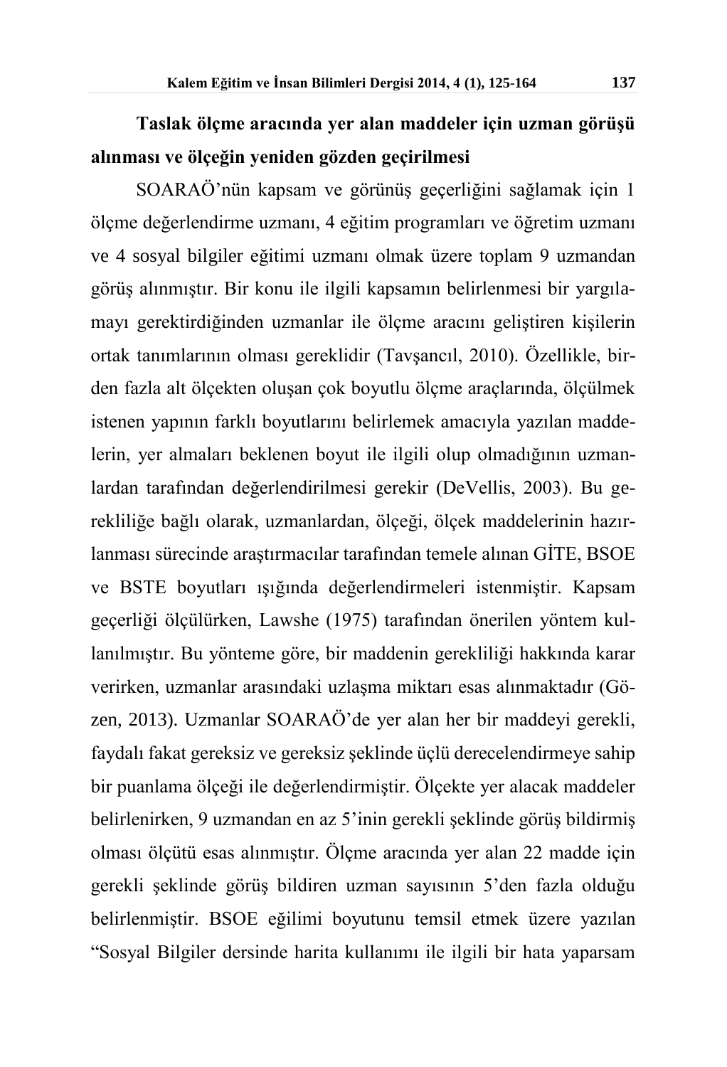**Taslak ölçme aracında yer alan maddeler için uzman görüşü alınması ve ölçeğin yeniden gözden geçirilmesi**

SOARAÖ'nün kapsam ve görünüş geçerliğini sağlamak için 1 ölçme değerlendirme uzmanı, 4 eğitim programları ve öğretim uzmanı ve 4 sosyal bilgiler eğitimi uzmanı olmak üzere toplam 9 uzmandan görüş alınmıştır. Bir konu ile ilgili kapsamın belirlenmesi bir yargılamayı gerektirdiğinden uzmanlar ile ölçme aracını geliştiren kişilerin ortak tanımlarının olması gereklidir (Tavşancıl, 2010). Özellikle, birden fazla alt ölçekten oluşan çok boyutlu ölçme araçlarında, ölçülmek istenen yapının farklı boyutlarını belirlemek amacıyla yazılan maddelerin, yer almaları beklenen boyut ile ilgili olup olmadığının uzmanlardan tarafından değerlendirilmesi gerekir (DeVellis, 2003). Bu gerekliliğe bağlı olarak, uzmanlardan, ölçeği, ölçek maddelerinin hazırlanması sürecinde araştırmacılar tarafından temele alınan GİTE, BSOE ve BSTE boyutları ışığında değerlendirmeleri istenmiştir. Kapsam geçerliği ölçülürken, Lawshe (1975) tarafından önerilen yöntem kullanılmıştır. Bu yönteme göre, bir maddenin gerekliliği hakkında karar verirken, uzmanlar arasındaki uzlaşma miktarı esas alınmaktadır (Gözen, 2013). Uzmanlar SOARAÖ'de yer alan her bir maddeyi gerekli, faydalı fakat gereksiz ve gereksiz şeklinde üçlü derecelendirmeye sahip bir puanlama ölçeği ile değerlendirmiştir. Ölçekte yer alacak maddeler belirlenirken, 9 uzmandan en az 5'inin gerekli şeklinde görüş bildirmiş olması ölçütü esas alınmıştır. Ölçme aracında yer alan 22 madde için gerekli şeklinde görüş bildiren uzman sayısının 5'den fazla olduğu belirlenmiştir. BSOE eğilimi boyutunu temsil etmek üzere yazılan "Sosyal Bilgiler dersinde harita kullanımı ile ilgili bir hata yaparsam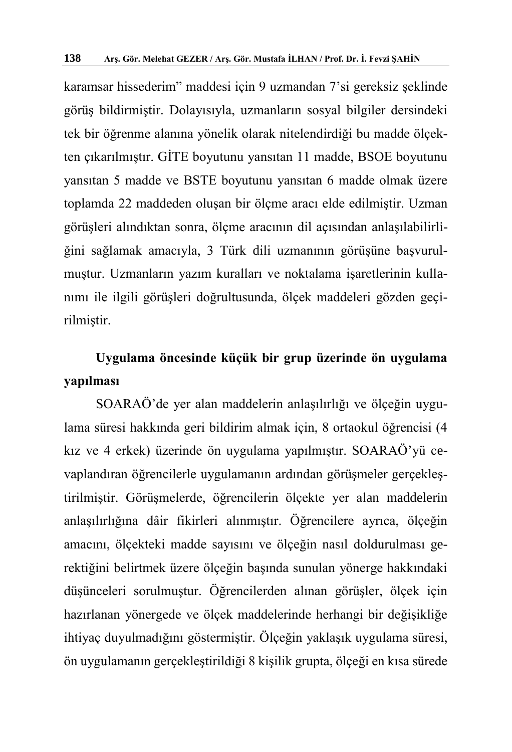karamsar hissederim" maddesi için 9 uzmandan 7'si gereksiz şeklinde görüş bildirmiştir. Dolayısıyla, uzmanların sosyal bilgiler dersindeki tek bir öğrenme alanına yönelik olarak nitelendirdiği bu madde ölçekten çıkarılmıştır. GİTE boyutunu yansıtan 11 madde, BSOE boyutunu yansıtan 5 madde ve BSTE boyutunu yansıtan 6 madde olmak üzere toplamda 22 maddeden oluşan bir ölçme aracı elde edilmiştir. Uzman görüşleri alındıktan sonra, ölçme aracının dil açısından anlaşılabilirliğini sağlamak amacıyla, 3 Türk dili uzmanının görüşüne başvurulmuştur. Uzmanların yazım kuralları ve noktalama işaretlerinin kullanımı ile ilgili görüşleri doğrultusunda, ölçek maddeleri gözden geçirilmiştir.

**Uygulama öncesinde küçük bir grup üzerinde ön uygulama yapılması**

SOARAÖ'de yer alan maddelerin anlaşılırlığı ve ölçeğin uygulama süresi hakkında geri bildirim almak için, 8 ortaokul öğrencisi (4 kız ve 4 erkek) üzerinde ön uygulama yapılmıştır. SOARAÖ'yü cevaplandıran öğrencilerle uygulamanın ardından görüşmeler gerçekleştirilmiştir. Görüşmelerde, öğrencilerin ölçekte yer alan maddelerin anlaşılırlığına dâir fikirleri alınmıştır. Öğrencilere ayrıca, ölçeğin amacını, ölçekteki madde sayısını ve ölçeğin nasıl doldurulması gerektiğini belirtmek üzere ölçeğin başında sunulan yönerge hakkındaki düşünceleri sorulmuştur. Öğrencilerden alınan görüşler, ölçek için hazırlanan yönergede ve ölçek maddelerinde herhangi bir değişikliğe ihtiyaç duyulmadığını göstermiştir. Ölçeğin yaklaşık uygulama süresi, ön uygulamanın gerçekleştirildiği 8 kişilik grupta, ölçeği en kısa sürede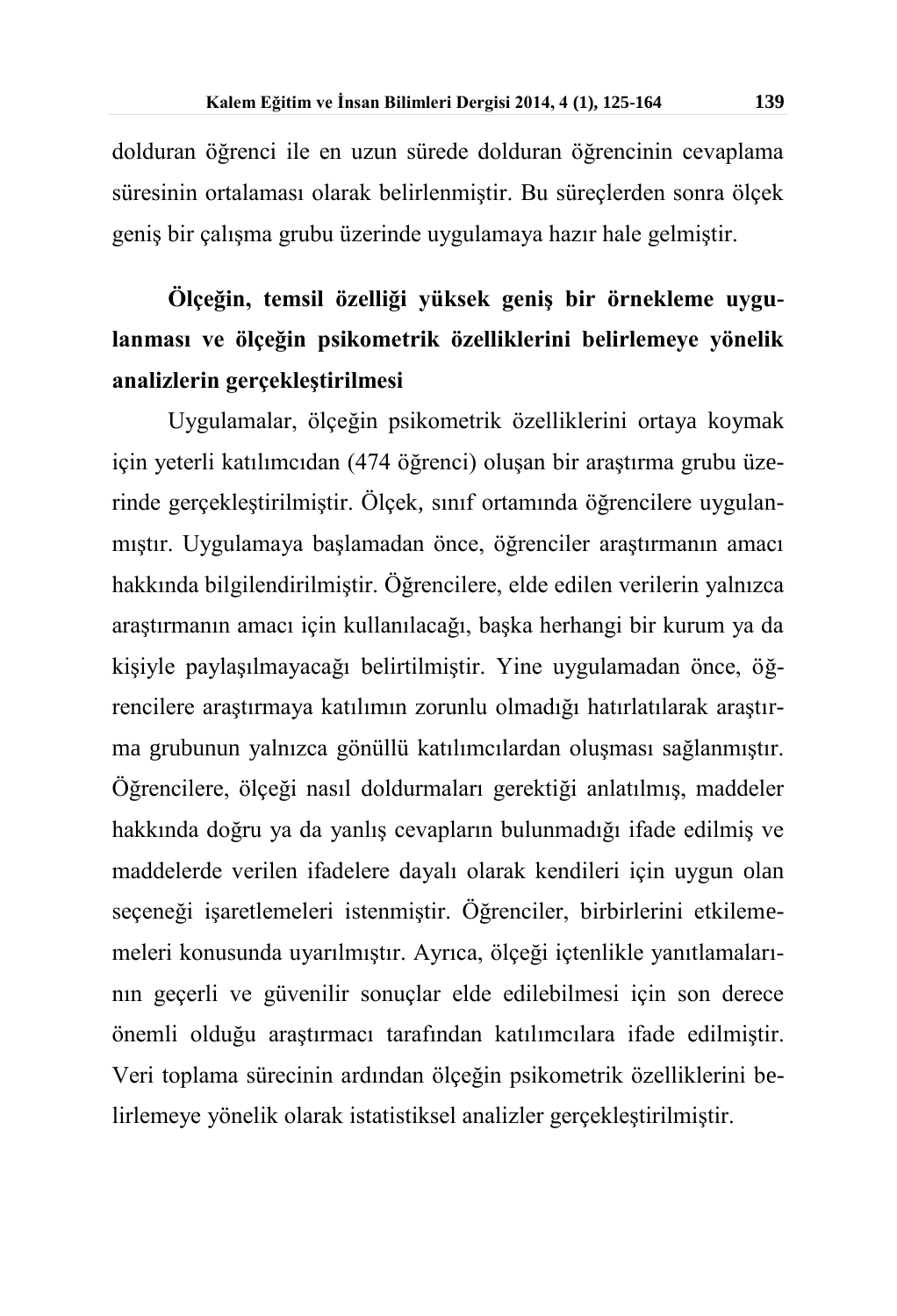dolduran öğrenci ile en uzun sürede dolduran öğrencinin cevaplama süresinin ortalaması olarak belirlenmiştir. Bu süreçlerden sonra ölçek geniş bir çalışma grubu üzerinde uygulamaya hazır hale gelmiştir.

**Ölçeğin, temsil özelliği yüksek geniş bir örnekleme uygulanması ve ölçeğin psikometrik özelliklerini belirlemeye yönelik analizlerin gerçekleştirilmesi**

Uygulamalar, ölçeğin psikometrik özelliklerini ortaya koymak için yeterli katılımcıdan (474 öğrenci) oluşan bir araştırma grubu üzerinde gerçekleştirilmiştir. Ölçek, sınıf ortamında öğrencilere uygulanmıştır. Uygulamaya başlamadan önce, öğrenciler araştırmanın amacı hakkında bilgilendirilmiştir. Öğrencilere, elde edilen verilerin yalnızca araştırmanın amacı için kullanılacağı, başka herhangi bir kurum ya da kişiyle paylaşılmayacağı belirtilmiştir. Yine uygulamadan önce, öğrencilere araştırmaya katılımın zorunlu olmadığı hatırlatılarak araştırma grubunun yalnızca gönüllü katılımcılardan oluşması sağlanmıştır. Öğrencilere, ölçeği nasıl doldurmaları gerektiği anlatılmış, maddeler hakkında doğru ya da yanlış cevapların bulunmadığı ifade edilmiş ve maddelerde verilen ifadelere dayalı olarak kendileri için uygun olan seçeneği işaretlemeleri istenmiştir. Öğrenciler, birbirlerini etkilememeleri konusunda uyarılmıştır. Ayrıca, ölçeği içtenlikle yanıtlamalarının geçerli ve güvenilir sonuçlar elde edilebilmesi için son derece önemli olduğu araştırmacı tarafından katılımcılara ifade edilmiştir. Veri toplama sürecinin ardından ölçeğin psikometrik özelliklerini belirlemeye yönelik olarak istatistiksel analizler gerçekleştirilmiştir.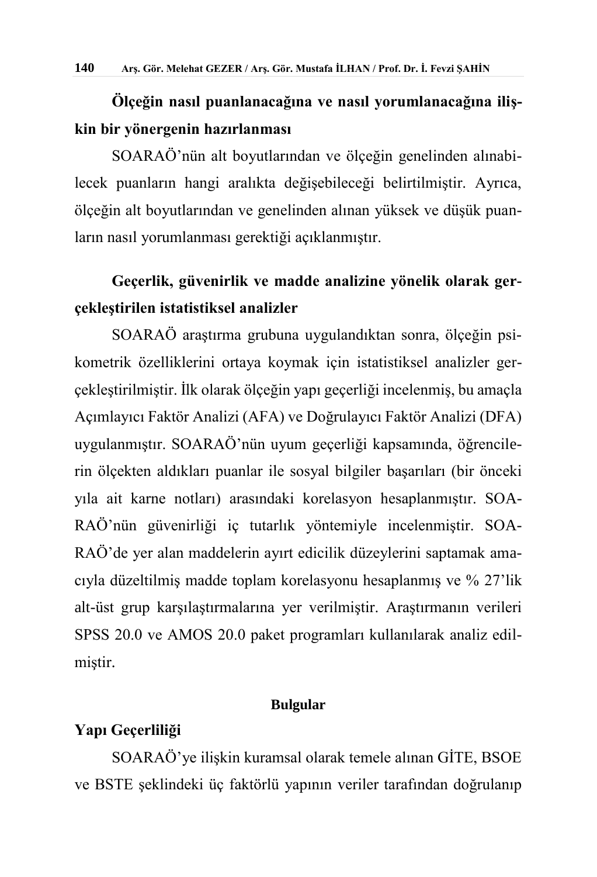**Ölçeğin nasıl puanlanacağına ve nasıl yorumlanacağına ilişkin bir yönergenin hazırlanması**

SOARAÖ'nün alt boyutlarından ve ölçeğin genelinden alınabilecek puanların hangi aralıkta değişebileceği belirtilmiştir. Ayrıca, ölçeğin alt boyutlarından ve genelinden alınan yüksek ve düşük puanların nasıl yorumlanması gerektiği açıklanmıştır.

**Geçerlik, güvenirlik ve madde analizine yönelik olarak gerçekleştirilen istatistiksel analizler**

SOARAÖ araştırma grubuna uygulandıktan sonra, ölçeğin psikometrik özelliklerini ortaya koymak için istatistiksel analizler gerçekleştirilmiştir. İlk olarak ölçeğin yapı geçerliği incelenmiş, bu amaçla Açımlayıcı Faktör Analizi (AFA) ve Doğrulayıcı Faktör Analizi (DFA) uygulanmıştır. SOARAÖ'nün uyum geçerliği kapsamında, öğrencilerin ölçekten aldıkları puanlar ile sosyal bilgiler başarıları (bir önceki yıla ait karne notları) arasındaki korelasyon hesaplanmıştır. SOARAÖ'nün güvenirliği iç tutarlık yöntemiyle incelenmiştir. SOARAÖ'de yer alan maddelerin ayırt edicilik düzeylerini saptamak amacıyla düzeltilmiş madde toplam korelasyonu hesaplanmış ve % 27'lik alt-üst grup karşılaştırmalarına yer verilmiştir. Araştırmanın verileri SPSS 20.0 ve AMOS 20.0 paket programları kullanılarak analiz edilmiştir.

## Bulgular

### Yapı Geçerliliği

SOARAÖ'ye ilişkin kuramsal olarak temele alınan GİTE, BSOE ve BSTE şeklindeki üç faktörlü yapının veriler tarafından doğrulanıp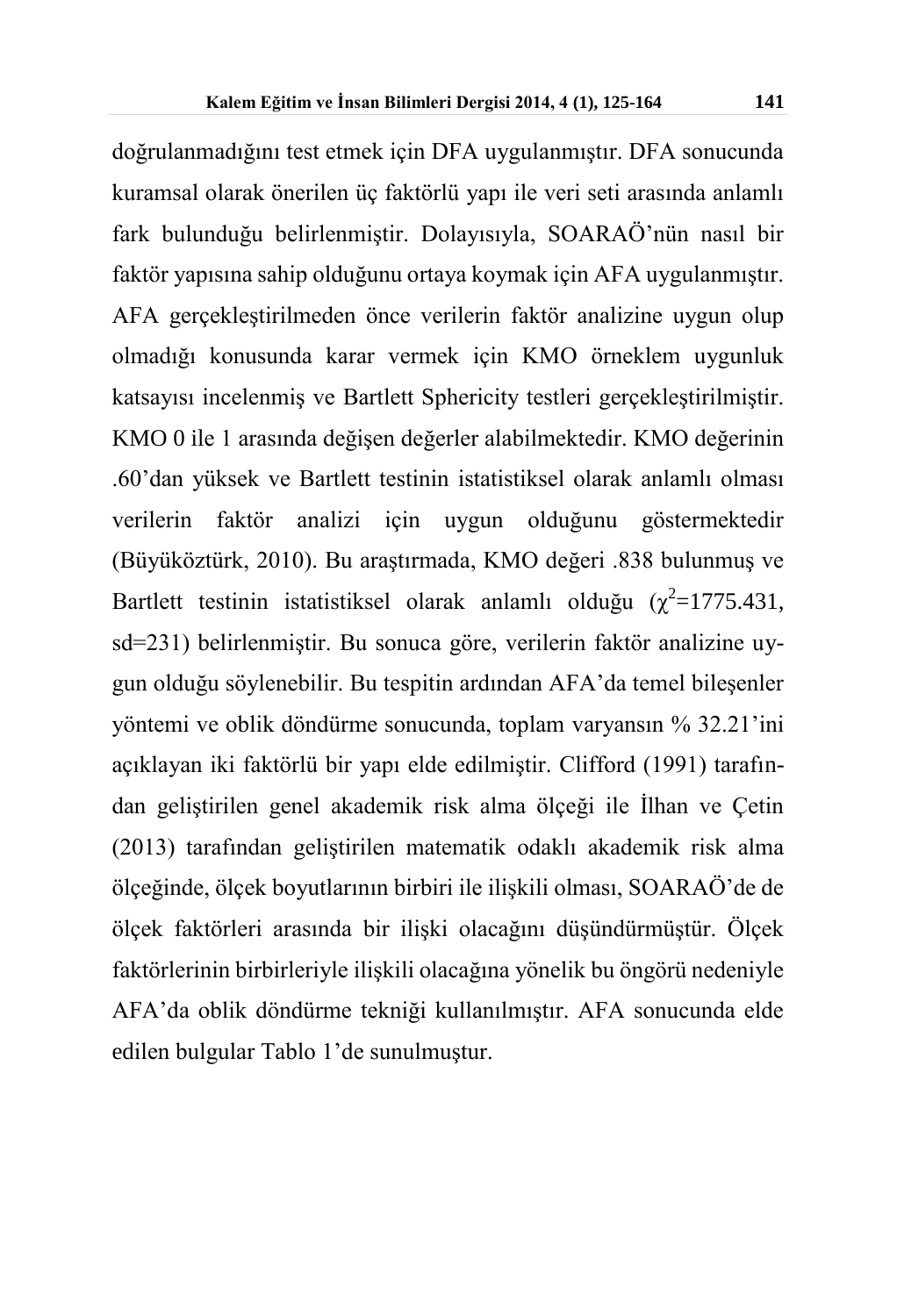doğrulanmadığını test etmek için DFA uygulanmıştır. DFA sonucunda kuramsal olarak önerilen üç faktörlü yapı ile veri seti arasında anlamlı fark bulunduğu belirlenmiştir. Dolayısıyla, SOARAÖ'nün nasıl bir faktör yapısına sahip olduğunu ortaya koymak için AFA uygulanmıştır. AFA gerçekleştirilmeden önce verilerin faktör analizine uygun olup olmadığı konusunda karar vermek için KMO örneklem uygunluk katsayısı incelenmiş ve Bartlett Sphericity testleri gerçekleştirilmiştir. KMO 0 ile 1 arasında değişen değerler alabilmektedir. KMO değerinin .60'dan yüksek ve Bartlett testinin istatistiksel olarak anlamlı olması verilerin faktör analizi için uygun olduğunu göstermektedir (Büyüköztürk, 2010). Bu araştırmada, KMO değeri .838 bulunmuş ve Bartlett testinin istatistiksel olarak anlamlı olduğu ($\chi^2$=1775.431, sd=231) belirlenmiştir. Bu sonuca göre, verilerin faktör analizine uygun olduğu söylenebilir. Bu tespitin ardından AFA'da temel bileşenler yöntemi ve oblik döndürme sonucunda, toplam varyansın % 32.21'ini açıklayan iki faktörlü bir yapı elde edilmiştir. Clifford (1991) tarafından geliştirilen genel akademik risk alma ölçeği ile İlhan ve Çetin (2013) tarafından geliştirilen matematik odaklı akademik risk alma ölçeğinde, ölçek boyutlarının birbiri ile ilişkili olması, SOARAÖ'de de ölçek faktörleri arasında bir ilişki olacağını düşündürmüştür. Ölçek faktörlerinin birbirleriyle ilişkili olacağına yönelik bu öngörü nedeniyle AFA'da oblik döndürme tekniği kullanılmıştır. AFA sonucunda elde edilen bulgular Tablo 1'de sunulmuştur.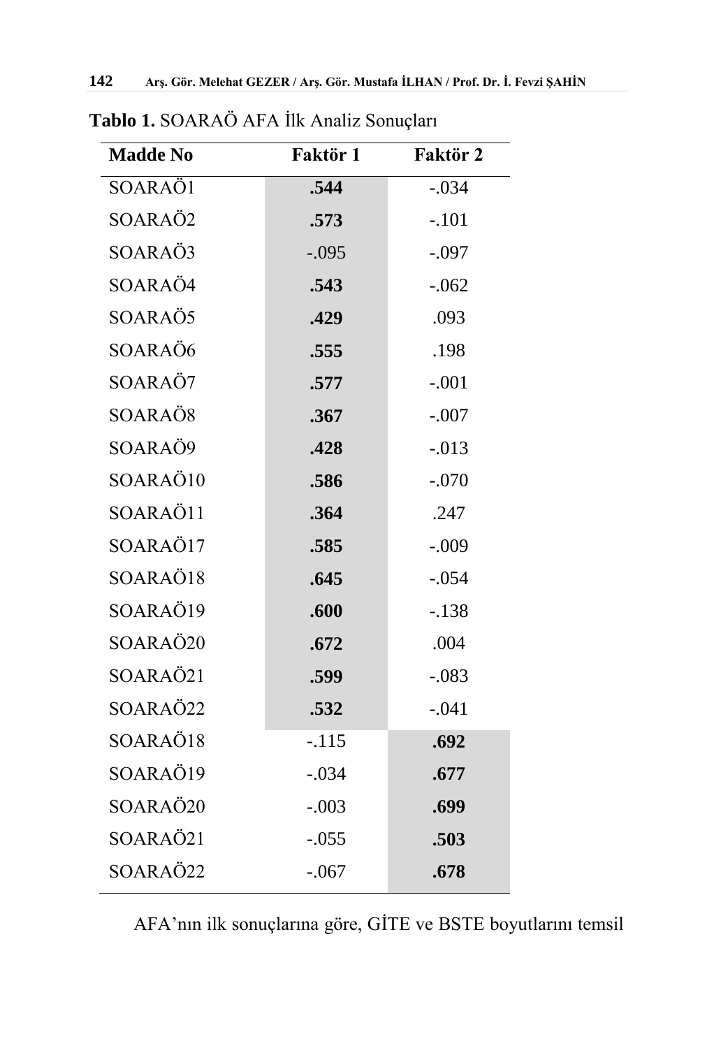**Tablo 1.** SOARAÖ AFA İlk Analiz Sonuçları

| Madde No | Faktör 1 | Faktör 2 |
|---|---|---|
| SOARAÖ1 | **.544** | -.034 |
| SOARAÖ2 | **.573** | -.101 |
| SOARAÖ3 | -.095 | -.097 |
| SOARAÖ4 | **.543** | -.062 |
| SOARAÖ5 | **.429** | .093 |
| SOARAÖ6 | **.555** | .198 |
| SOARAÖ7 | **.577** | -.001 |
| SOARAÖ8 | **.367** | -.007 |
| SOARAÖ9 | **.428** | -.013 |
| SOARAÖ10 | **.586** | -.070 |
| SOARAÖ11 | **.364** | .247 |
| SOARAÖ17 | **.585** | -.009 |
| SOARAÖ18 | **.645** | -.054 |
| SOARAÖ19 | **.600** | -.138 |
| SOARAÖ20 | **.672** | .004 |
| SOARAÖ21 | **.599** | -.083 |
| SOARAÖ22 | **.532** | -.041 |
| SOARAÖ18 | -.115 | **.692** |
| SOARAÖ19 | -.034 | **.677** |
| SOARAÖ20 | -.003 | **.699** |
| SOARAÖ21 | -.055 | **.503** |
| SOARAÖ22 | -.067 | **.678** |

AFA'nın ilk sonuçlarına göre, GİTE ve BSTE boyutlarını temsil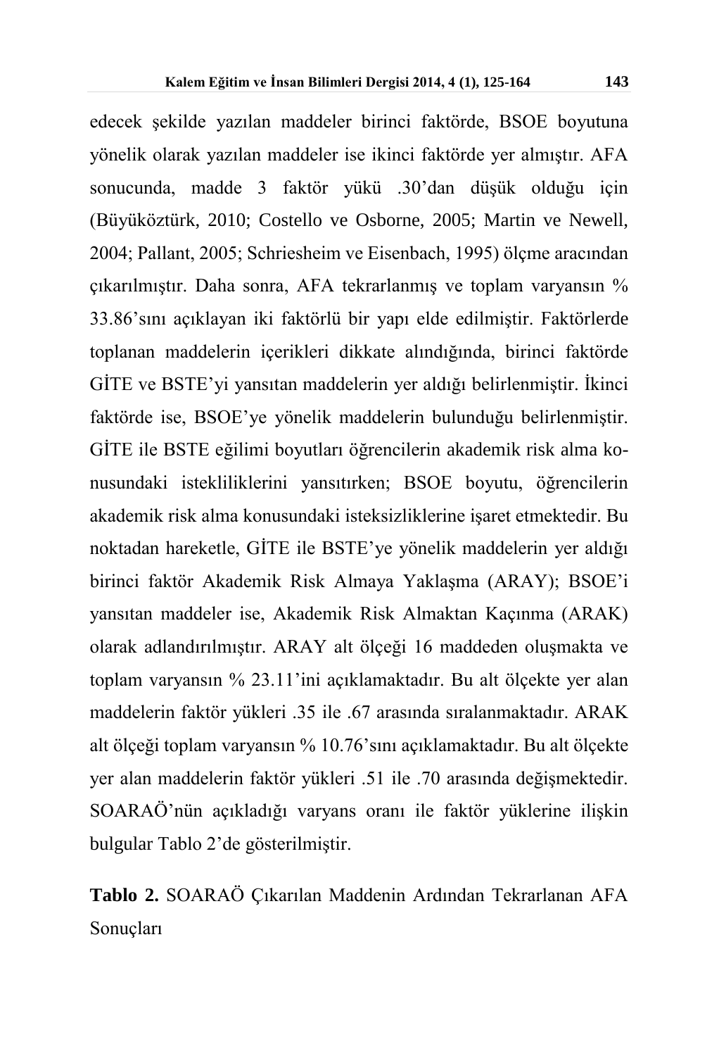edecek şekilde yazılan maddeler birinci faktörde, BSOE boyutuna yönelik olarak yazılan maddeler ise ikinci faktörde yer almıştır. AFA sonucunda, madde 3 faktör yükü .30'dan düşük olduğu için (Büyüköztürk, 2010; Costello ve Osborne, 2005; Martin ve Newell, 2004; Pallant, 2005; Schriesheim ve Eisenbach, 1995) ölçme aracından çıkarılmıştır. Daha sonra, AFA tekrarlanmış ve toplam varyansın % 33.86'sını açıklayan iki faktörlü bir yapı elde edilmiştir. Faktörlerde toplanan maddelerin içerikleri dikkate alındığında, birinci faktörde GİTE ve BSTE'yi yansıtan maddelerin yer aldığı belirlenmiştir. İkinci faktörde ise, BSOE'ye yönelik maddelerin bulunduğu belirlenmiştir. GİTE ile BSTE eğilimi boyutları öğrencilerin akademik risk alma konusundaki isteklilikleri­ni yansıtırken; BSOE boyutu, öğrencilerin akademik risk alma konusundaki isteksizliklerine işaret etmektedir. Bu noktadan hareketle, GİTE ile BSTE'ye yönelik maddelerin yer aldığı birinci faktör Akademik Risk Almaya Yaklaşma (ARAY); BSOE'i yansıtan maddeler ise, Akademik Risk Almaktan Kaçınma (ARAK) olarak adlandırılmıştır. ARAY alt ölçeği 16 maddeden oluşmakta ve toplam varyansın % 23.11'ini açıklamaktadır. Bu alt ölçekte yer alan maddelerin faktör yükleri .35 ile .67 arasında sıralanmaktadır. ARAK alt ölçeği toplam varyansın % 10.76'sını açıklamaktadır. Bu alt ölçekte yer alan maddelerin faktör yükleri .51 ile .70 arasında değişmektedir. SOARAÖ'nün açıkladığı varyans oranı ile faktör yüklerine ilişkin bulgular Tablo 2'de gösterilmiştir.

**Tablo 2.** SOARAÖ Çıkarılan Maddenin Ardından Tekrarlanan AFA Sonuçları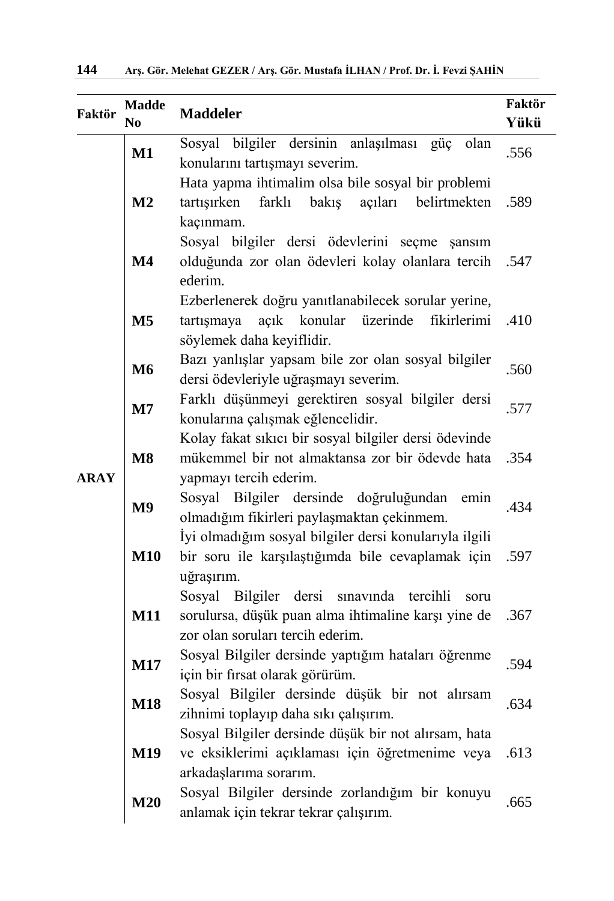| Faktör | Madde No | Maddeler | Faktör Yükü |
|---|---|---|---|
| ARAY | **M1** | Sosyal bilgiler dersinin anlaşılması güç olan konularını tartışmayı severim. | .556 |
| | **M2** | Hata yapma ihtimalim olsa bile sosyal bir problemi tartışırken farklı bakış açıları belirtmekten kaçınmam. | .589 |
| | **M4** | Sosyal bilgiler dersi ödevlerini seçme şansım olduğunda zor olan ödevleri kolay olanlara tercih ederim. | .547 |
| | **M5** | Ezberlenerek doğru yanıtlanabilecek sorular yerine, tartışmaya açık konular üzerinde fikirlerimi söylemek daha keyiflidir. | .410 |
| | **M6** | Bazı yanlışlar yapsam bile zor olan sosyal bilgiler dersi ödevleriyle uğraşmayı severim. | .560 |
| | **M7** | Farklı düşünmeyi gerektiren sosyal bilgiler dersi konularına çalışmak eğlencelidir. | .577 |
| | **M8** | Kolay fakat sıkıcı bir sosyal bilgiler dersi ödevinde mükemmel bir not almaktansa zor bir ödevde hata yapmayı tercih ederim. | .354 |
| | **M9** | Sosyal Bilgiler dersinde doğruluğundan emin olmadığım fikirleri paylaşmaktan çekinmem. | .434 |
| | **M10** | İyi olmadığım sosyal bilgiler dersi konularıyla ilgili bir soru ile karşılaştığımda bile cevaplamak için uğraşırım. | .597 |
| | **M11** | Sosyal Bilgiler dersi sınavında tercihli soru sorulursa, düşük puan alma ihtimaline karşı yine de zor olan soruları tercih ederim. | .367 |
| | **M17** | Sosyal Bilgiler dersinde yaptığım hataları öğrenme için bir fırsat olarak görürüm. | .594 |
| | **M18** | Sosyal Bilgiler dersinde düşük bir not alırsam zihnimi toplayıp daha sıkı çalışırım. | .634 |
| | **M19** | Sosyal Bilgiler dersinde düşük bir not alırsam, hata ve eksiklerimi açıklaması için öğretmenime veya arkadaşlarıma sorarım. | .613 |
| | **M20** | Sosyal Bilgiler dersinde zorlandığım bir konuyu anlamak için tekrar tekrar çalışırım. | .665 |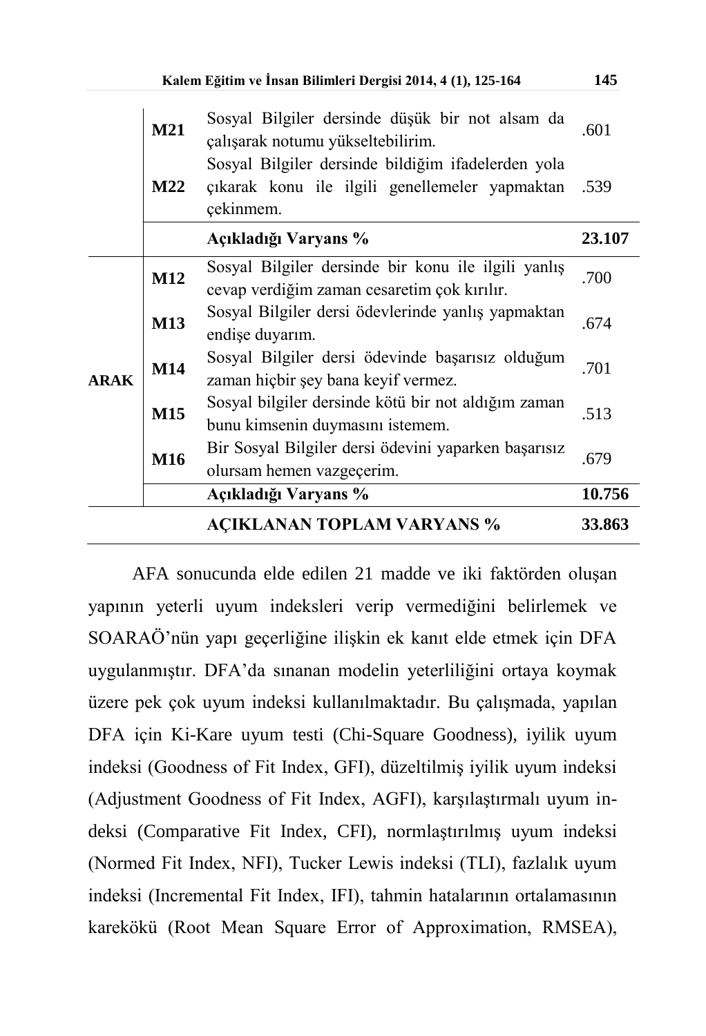|  |  |  |  |
| --- | --- | --- | --- |
|  | M21 | Sosyal Bilgiler dersinde düşük bir not alsam da çalışarak notumu yükseltebilirim. | .601 |
|  | M22 | Sosyal Bilgiler dersinde bildiğim ifadelerden yola çıkarak konu ile ilgili genellemeler yapmaktan çekinmem. | .539 |
|  |  | **Açıkladığı Varyans %** | **23.107** |
| **ARAK** | M12 | Sosyal Bilgiler dersinde bir konu ile ilgili yanlış cevap verdiğim zaman cesaretim çok kırılır. | .700 |
|  | M13 | Sosyal Bilgiler dersi ödevlerinde yanlış yapmaktan endişe duyarım. | .674 |
|  | M14 | Sosyal Bilgiler dersi ödevinde başarısız olduğum zaman hiçbir şey bana keyif vermez. | .701 |
|  | M15 | Sosyal bilgiler dersinde kötü bir not aldığım zaman bunu kimsenin duymasını istemem. | .513 |
|  | M16 | Bir Sosyal Bilgiler dersi ödevini yaparken başarısız olursam hemen vazgeçerim. | .679 |
|  |  | **Açıkladığı Varyans %** | **10.756** |
|  |  | **AÇIKLANAN TOPLAM VARYANS %** | **33.863** |

AFA sonucunda elde edilen 21 madde ve iki faktörden oluşan yapının yeterli uyum indeksleri verip vermediğini belirlemek ve SOARAÖ'nün yapı geçerliğine ilişkin ek kanıt elde etmek için DFA uygulanmıştır. DFA'da sınanan modelin yeterliliğini ortaya koymak üzere pek çok uyum indeksi kullanılmaktadır. Bu çalışmada, yapılan DFA için Ki-Kare uyum testi (Chi-Square Goodness), iyilik uyum indeksi (Goodness of Fit Index, GFI), düzeltilmiş iyilik uyum indeksi (Adjustment Goodness of Fit Index, AGFI), karşılaştırmalı uyum indeksi (Comparative Fit Index, CFI), normlaştırılmış uyum indeksi (Normed Fit Index, NFI), Tucker Lewis indeksi (TLI), fazlalık uyum indeksi (Incremental Fit Index, IFI), tahmin hatalarının ortalamasının karekökü (Root Mean Square Error of Approximation, RMSEA),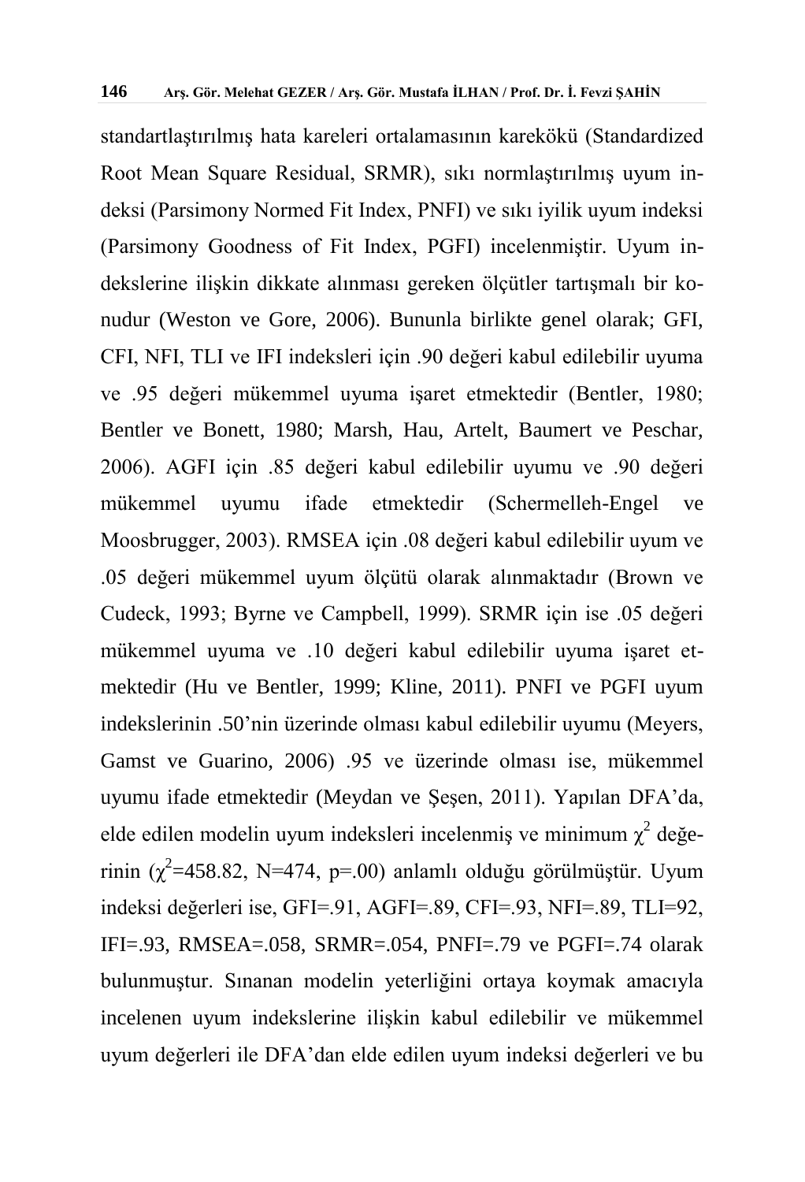standartlaştırılmış hata kareleri ortalamasının karekökü (Standardized Root Mean Square Residual, SRMR), sıkı normlaştırılmış uyum indeksi (Parsimony Normed Fit Index, PNFI) ve sıkı iyilik uyum indeksi (Parsimony Goodness of Fit Index, PGFI) incelenmiştir. Uyum indekslerine ilişkin dikkate alınması gereken ölçütler tartışmalı bir konudur (Weston ve Gore, 2006). Bununla birlikte genel olarak; GFI, CFI, NFI, TLI ve IFI indeksleri için .90 değeri kabul edilebilir uyuma ve .95 değeri mükemmel uyuma işaret etmektedir (Bentler, 1980; Bentler ve Bonett, 1980; Marsh, Hau, Artelt, Baumert ve Peschar, 2006). AGFI için .85 değeri kabul edilebilir uyumu ve .90 değeri mükemmel uyumu ifade etmektedir (Schermelleh-Engel ve Moosbrugger, 2003). RMSEA için .08 değeri kabul edilebilir uyum ve .05 değeri mükemmel uyum ölçütü olarak alınmaktadır (Brown ve Cudeck, 1993; Byrne ve Campbell, 1999). SRMR için ise .05 değeri mükemmel uyuma ve .10 değeri kabul edilebilir uyuma işaret etmektedir (Hu ve Bentler, 1999; Kline, 2011). PNFI ve PGFI uyum indekslerinin .50'nin üzerinde olması kabul edilebilir uyumu (Meyers, Gamst ve Guarino, 2006) .95 ve üzerinde olması ise, mükemmel uyumu ifade etmektedir (Meydan ve Şeşen, 2011). Yapılan DFA'da, elde edilen modelin uyum indeksleri incelenmiş ve minimum $\chi^2$ değerinin ($\chi^2$=458.82, N=474, p=.00) anlamlı olduğu görülmüştür. Uyum indeksi değerleri ise, GFI=.91, AGFI=.89, CFI=.93, NFI=.89, TLI=92, IFI=.93, RMSEA=.058, SRMR=.054, PNFI=.79 ve PGFI=.74 olarak bulunmuştur. Sınanan modelin yeterliğini ortaya koymak amacıyla incelenen uyum indekslerine ilişkin kabul edilebilir ve mükemmel uyum değerleri ile DFA'dan elde edilen uyum indeksi değerleri ve bu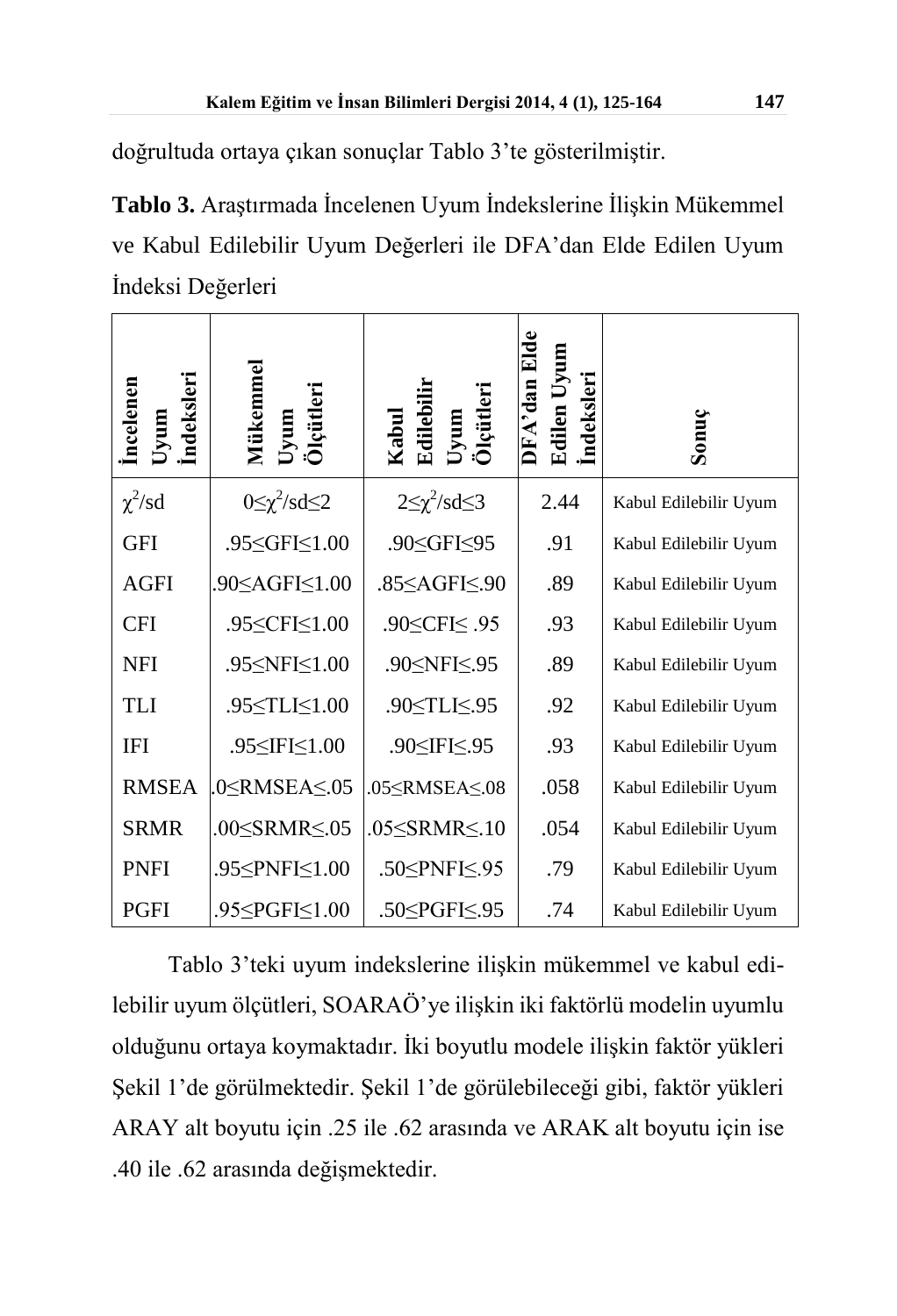doğrultuda ortaya çıkan sonuçlar Tablo 3'te gösterilmiştir.

**Tablo 3.** Araştırmada İncelenen Uyum İndekslerine İlişkin Mükemmel ve Kabul Edilebilir Uyum Değerleri ile DFA'dan Elde Edilen Uyum İndeksi Değerleri

| **İncelenen Uyum İndeksleri** | **Mükemmel Uyum Ölçütleri** | **Kabul Edilebilir Uyum Ölçütleri** | **DFA'dan Elde Edilen Uyum İndeksleri** | **Sonuç** |
|---|---|---|---|---|
| $\chi^2$/sd | $0 \leq \chi^2/sd \leq 2$ | $2 \leq \chi^2/sd \leq 3$ | 2.44 | Kabul Edilebilir Uyum |
| GFI | .95≤GFI≤1.00 | .90≤GFI≤95 | .91 | Kabul Edilebilir Uyum |
| AGFI | .90≤AGFI≤1.00 | .85≤AGFI≤.90 | .89 | Kabul Edilebilir Uyum |
| CFI | .95≤CFI≤1.00 | .90≤CFI≤ .95 | .93 | Kabul Edilebilir Uyum |
| NFI | .95≤NFI≤1.00 | .90≤NFI≤.95 | .89 | Kabul Edilebilir Uyum |
| TLI | .95≤TLI≤1.00 | .90≤TLI≤.95 | .92 | Kabul Edilebilir Uyum |
| IFI | .95≤IFI≤1.00 | .90≤IFI≤.95 | .93 | Kabul Edilebilir Uyum |
| RMSEA | .0≤RMSEA≤.05 | .05≤RMSEA≤.08 | .058 | Kabul Edilebilir Uyum |
| SRMR | .00≤SRMR≤.05 | .05≤SRMR≤.10 | .054 | Kabul Edilebilir Uyum |
| PNFI | .95≤PNFI≤1.00 | .50≤PNFI≤.95 | .79 | Kabul Edilebilir Uyum |
| PGFI | .95≤PGFI≤1.00 | .50≤PGFI≤.95 | .74 | Kabul Edilebilir Uyum |

Tablo 3'teki uyum indekslerine ilişkin mükemmel ve kabul edilebilir uyum ölçütleri, SOARAÖ'ye ilişkin iki faktörlü modelin uyumlu olduğunu ortaya koymaktadır. İki boyutlu modele ilişkin faktör yükleri Şekil 1'de görülmektedir. Şekil 1'de görülebileceği gibi, faktör yükleri ARAY alt boyutu için .25 ile .62 arasında ve ARAK alt boyutu için ise .40 ile .62 arasında değişmektedir.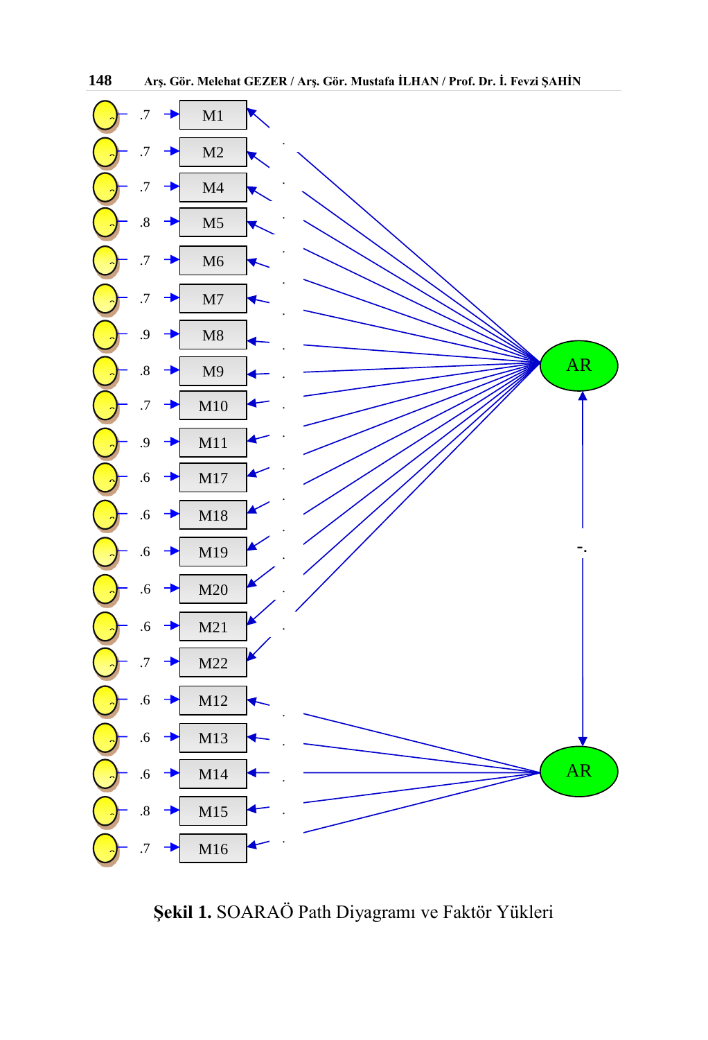**Şekil 1.** SOARAÖ Path Diyagramı ve Faktör Yükleri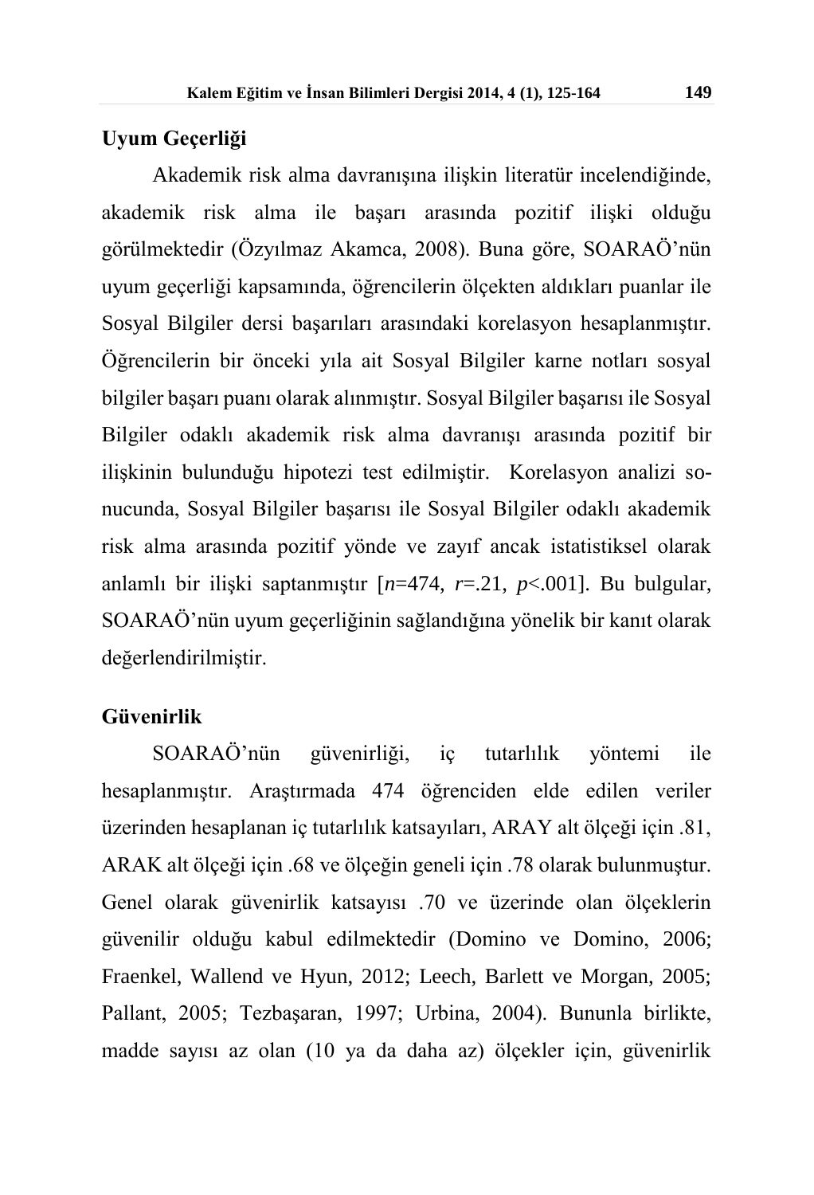## Uyum Geçerliği

Akademik risk alma davranışına ilişkin literatür incelendiğinde, akademik risk alma ile başarı arasında pozitif ilişki olduğu görülmektedir (Özyılmaz Akamca, 2008). Buna göre, SOARAÖ'nün uyum geçerliği kapsamında, öğrencilerin ölçekten aldıkları puanlar ile Sosyal Bilgiler dersi başarıları arasındaki korelasyon hesaplanmıştır. Öğrencilerin bir önceki yıla ait Sosyal Bilgiler karne notları sosyal bilgiler başarı puanı olarak alınmıştır. Sosyal Bilgiler başarısı ile Sosyal Bilgiler odaklı akademik risk alma davranışı arasında pozitif bir ilişkinin bulunduğu hipotezi test edilmiştir. Korelasyon analizi sonucunda, Sosyal Bilgiler başarısı ile Sosyal Bilgiler odaklı akademik risk alma arasında pozitif yönde ve zayıf ancak istatistiksel olarak anlamlı bir ilişki saptanmıştır [$n$=474, $r$=.21, $p$<.001]. Bu bulgular, SOARAÖ'nün uyum geçerliğinin sağlandığına yönelik bir kanıt olarak değerlendirilmiştir.

## Güvenirlik

SOARAÖ'nün güvenirliği, iç tutarlılık yöntemi ile hesaplanmıştır. Araştırmada 474 öğrenciden elde edilen veriler üzerinden hesaplanan iç tutarlılık katsayıları, ARAY alt ölçeği için .81, ARAK alt ölçeği için .68 ve ölçeğin geneli için .78 olarak bulunmuştur. Genel olarak güvenirlik katsayısı .70 ve üzerinde olan ölçeklerin güvenilir olduğu kabul edilmektedir (Domino ve Domino, 2006; Fraenkel, Wallend ve Hyun, 2012; Leech, Barlett ve Morgan, 2005; Pallant, 2005; Tezbaşaran, 1997; Urbina, 2004). Bununla birlikte, madde sayısı az olan (10 ya da daha az) ölçekler için, güvenirlik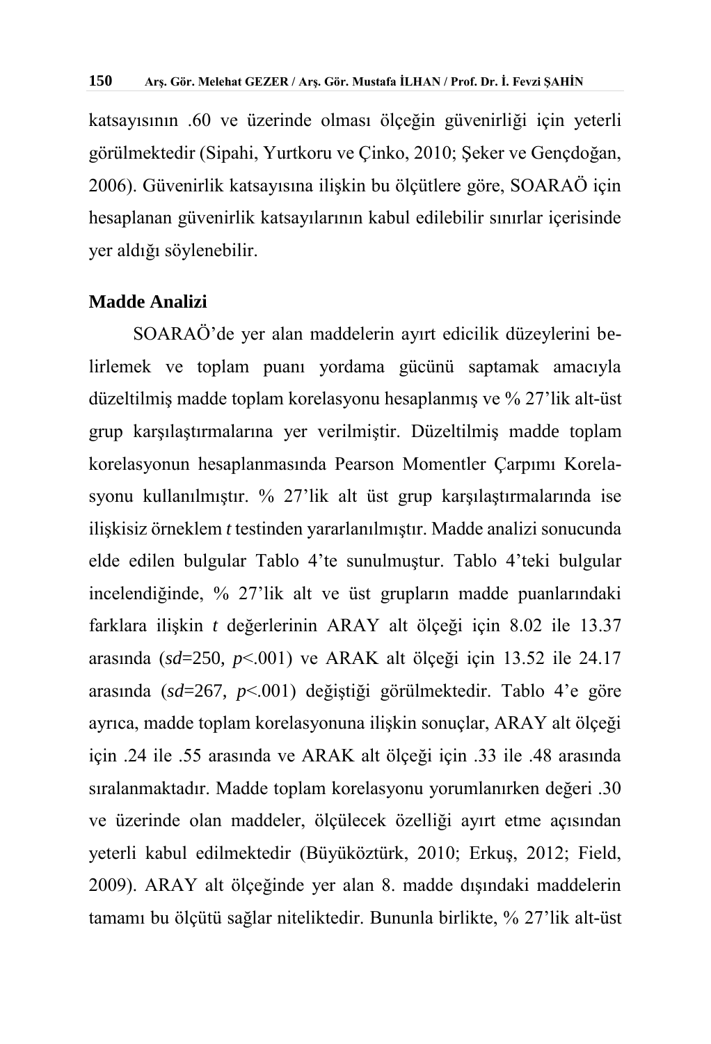katsayısının .60 ve üzerinde olması ölçeğin güvenirliği için yeterli görülmektedir (Sipahi, Yurtkoru ve Çinko, 2010; Şeker ve Gençdoğan, 2006). Güvenirlik katsayısına ilişkin bu ölçütlere göre, SOARAÖ için hesaplanan güvenirlik katsayılarının kabul edilebilir sınırlar içerisinde yer aldığı söylenebilir.

## Madde Analizi

SOARAÖ'de yer alan maddelerin ayırt edicilik düzeylerini belirlemek ve toplam puanı yordama gücünü saptamak amacıyla düzeltilmiş madde toplam korelasyonu hesaplanmış ve % 27'lik alt-üst grup karşılaştırmalarına yer verilmiştir. Düzeltilmiş madde toplam korelasyonun hesaplanmasında Pearson Momentler Çarpımı Korelasyonu kullanılmıştır. % 27'lik alt üst grup karşılaştırmalarında ise ilişkisiz örneklem *t* testinden yararlanılmıştır. Madde analizi sonucunda elde edilen bulgular Tablo 4'te sunulmuştur. Tablo 4'teki bulgular incelendiğinde, % 27'lik alt ve üst grupların madde puanlarındaki farklara ilişkin *t* değerlerinin ARAY alt ölçeği için 8.02 ile 13.37 arasında ($sd$=250, $p$<.001) ve ARAK alt ölçeği için 13.52 ile 24.17 arasında ($sd$=267, $p$<.001) değiştiği görülmektedir. Tablo 4'e göre ayrıca, madde toplam korelasyonuna ilişkin sonuçlar, ARAY alt ölçeği için .24 ile .55 arasında ve ARAK alt ölçeği için .33 ile .48 arasında sıralanmaktadır. Madde toplam korelasyonu yorumlanırken değeri .30 ve üzerinde olan maddeler, ölçülecek özelliği ayırt etme açısından yeterli kabul edilmektedir (Büyüköztürk, 2010; Erkuş, 2012; Field, 2009). ARAY alt ölçeğinde yer alan 8. madde dışındaki maddelerin tamamı bu ölçütü sağlar niteliktedir. Bununla birlikte, % 27'lik alt-üst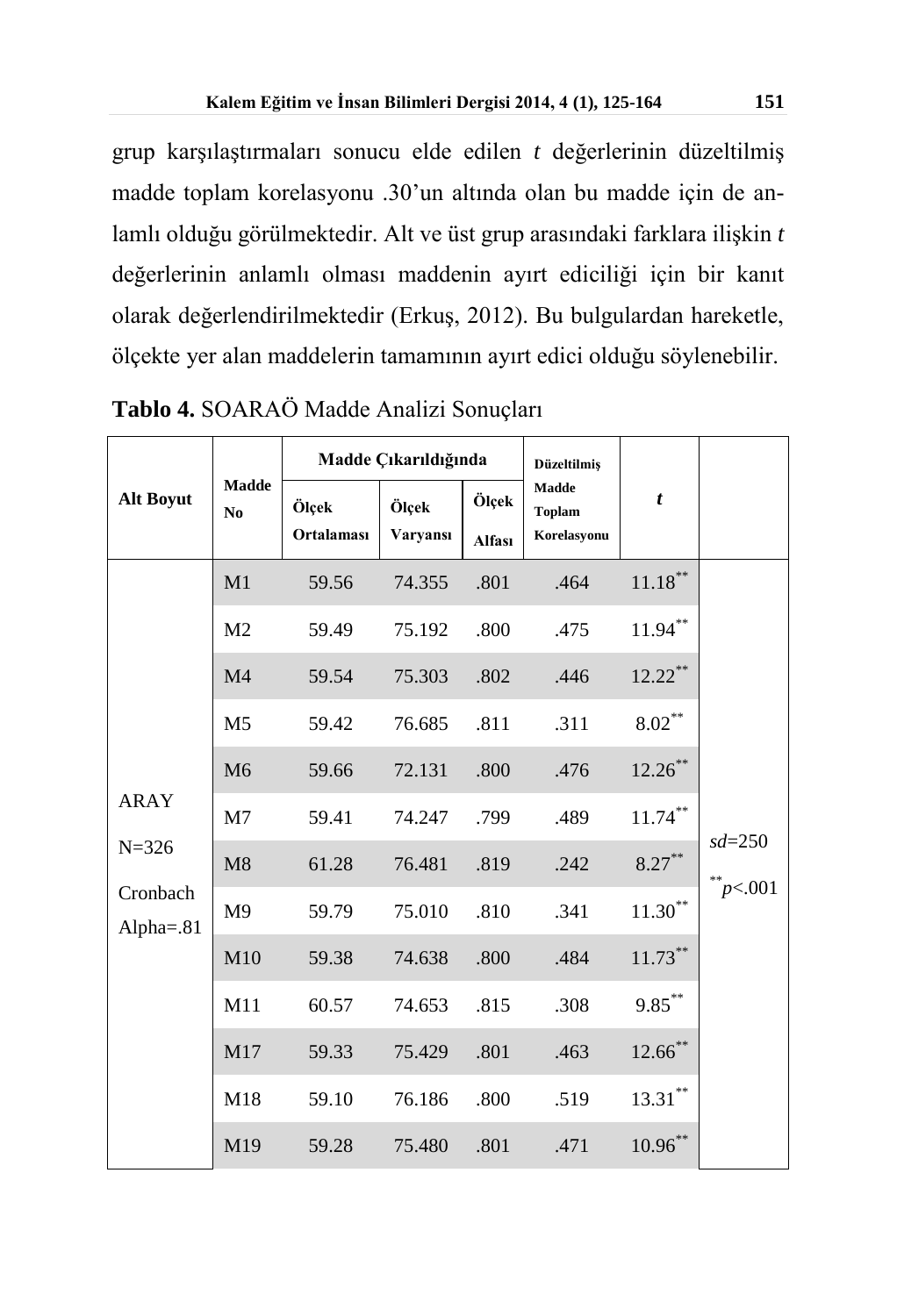grup karşılaştırmaları sonucu elde edilen *t* değerlerinin düzeltilmiş madde toplam korelasyonu .30'un altında olan bu madde için de anlamlı olduğu görülmektedir. Alt ve üst grup arasındaki farklara ilişkin *t* değerlerinin anlamlı olması maddenin ayırt ediciliği için bir kanıt olarak değerlendirilmektedir (Erkuş, 2012). Bu bulgulardan hareketle, ölçekte yer alan maddelerin tamamının ayırt edici olduğu söylenebilir.

**Tablo 4.** SOARAÖ Madde Analizi Sonuçları

| Alt Boyut | Madde No | Madde Çıkarıldığında | | | Düzeltilmiş Madde Toplam Korelasyonu | *t* | |
|---|---|---|---|---|---|---|---|
| | | Ölçek Ortalaması | Ölçek Varyansı | Ölçek Alfası | | | |
| ARAY N=326 Cronbach Alpha=.81 | M1 | 59.56 | 74.355 | .801 | .464 | 11.18** | *sd*=250 **$p<.001$ |
| | M2 | 59.49 | 75.192 | .800 | .475 | 11.94** | |
| | M4 | 59.54 | 75.303 | .802 | .446 | 12.22** | |
| | M5 | 59.42 | 76.685 | .811 | .311 | 8.02** | |
| | M6 | 59.66 | 72.131 | .800 | .476 | 12.26** | |
| | M7 | 59.41 | 74.247 | .799 | .489 | 11.74** | |
| | M8 | 61.28 | 76.481 | .819 | .242 | 8.27** | |
| | M9 | 59.79 | 75.010 | .810 | .341 | 11.30** | |
| | M10 | 59.38 | 74.638 | .800 | .484 | 11.73** | |
| | M11 | 60.57 | 74.653 | .815 | .308 | 9.85** | |
| | M17 | 59.33 | 75.429 | .801 | .463 | 12.66** | |
| | M18 | 59.10 | 76.186 | .800 | .519 | 13.31** | |
| | M19 | 59.28 | 75.480 | .801 | .471 | 10.96** | |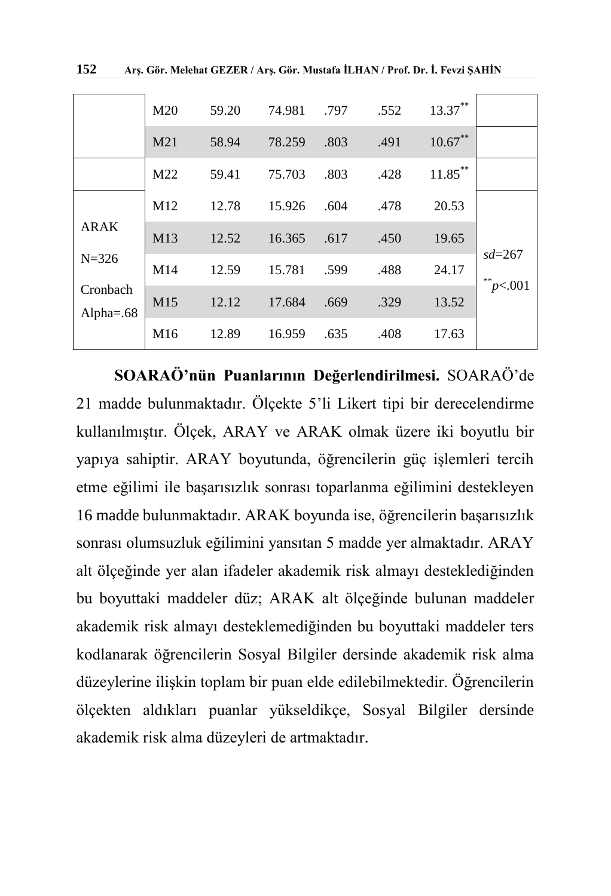|  |  |  |  |  |  |  |  |
|---|---|---|---|---|---|---|---|
|  | M20 | 59.20 | 74.981 | .797 | .552 | 13.37** |  |
|  | M21 | 58.94 | 78.259 | .803 | .491 | 10.67** |  |
|  | M22 | 59.41 | 75.703 | .803 | .428 | 11.85** |  |
| ARAK N=326 Cronbach Alpha=.68 | M12 | 12.78 | 15.926 | .604 | .478 | 20.53 | *sd*=267 **p<.001 |
|  | M13 | 12.52 | 16.365 | .617 | .450 | 19.65 |  |
|  | M14 | 12.59 | 15.781 | .599 | .488 | 24.17 |  |
|  | M15 | 12.12 | 17.684 | .669 | .329 | 13.52 |  |
|  | M16 | 12.89 | 16.959 | .635 | .408 | 17.63 |  |

**SOARAÖ'nün Puanlarının Değerlendirilmesi.** SOARAÖ'de 21 madde bulunmaktadır. Ölçekte 5'li Likert tipi bir derecelendirme kullanılmıştır. Ölçek, ARAY ve ARAK olmak üzere iki boyutlu bir yapıya sahiptir. ARAY boyutunda, öğrencilerin güç işlemleri tercih etme eğilimi ile başarısızlık sonrası toparlanma eğilimini destekleyen 16 madde bulunmaktadır. ARAK boyunda ise, öğrencilerin başarısızlık sonrası olumsuzluk eğilimini yansıtan 5 madde yer almaktadır. ARAY alt ölçeğinde yer alan ifadeler akademik risk almayı desteklediğinden bu boyuttaki maddeler düz; ARAK alt ölçeğinde bulunan maddeler akademik risk almayı desteklemediğinden bu boyuttaki maddeler ters kodlanarak öğrencilerin Sosyal Bilgiler dersinde akademik risk alma düzeylerine ilişkin toplam bir puan elde edilebilmektedir. Öğrencilerin ölçekten aldıkları puanlar yükseldikçe, Sosyal Bilgiler dersinde akademik risk alma düzeyleri de artmaktadır.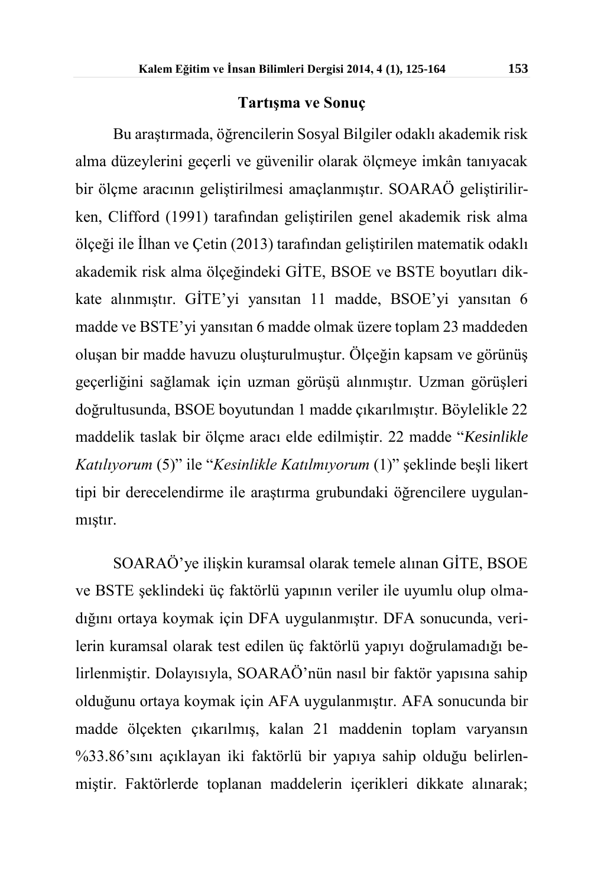## Tartışma ve Sonuç

Bu araştırmada, öğrencilerin Sosyal Bilgiler odaklı akademik risk alma düzeylerini geçerli ve güvenilir olarak ölçmeye imkân tanıyacak bir ölçme aracının geliştirilmesi amaçlanmıştır. SOARAÖ geliştirilirken, Clifford (1991) tarafından geliştirilen genel akademik risk alma ölçeği ile İlhan ve Çetin (2013) tarafından geliştirilen matematik odaklı akademik risk alma ölçeğindeki GİTE, BSOE ve BSTE boyutları dikkate alınmıştır. GİTE'yi yansıtan 11 madde, BSOE'yi yansıtan 6 madde ve BSTE'yi yansıtan 6 madde olmak üzere toplam 23 maddeden oluşan bir madde havuzu oluşturulmuştur. Ölçeğin kapsam ve görünüş geçerliğini sağlamak için uzman görüşü alınmıştır. Uzman görüşleri doğrultusunda, BSOE boyutundan 1 madde çıkarılmıştır. Böylelikle 22 maddelik taslak bir ölçme aracı elde edilmiştir. 22 madde "*Kesinlikle Katılıyorum* (5)" ile "*Kesinlikle Katılmıyorum* (1)" şeklinde beşli likert tipi bir derecelendirme ile araştırma grubundaki öğrencilere uygulanmıştır.

SOARAÖ'ye ilişkin kuramsal olarak temele alınan GİTE, BSOE ve BSTE şeklindeki üç faktörlü yapının veriler ile uyumlu olup olmadığını ortaya koymak için DFA uygulanmıştır. DFA sonucunda, verilerin kuramsal olarak test edilen üç faktörlü yapıyı doğrulamadığı belirlenmiştir. Dolayısıyla, SOARAÖ'nün nasıl bir faktör yapısına sahip olduğunu ortaya koymak için AFA uygulanmıştır. AFA sonucunda bir madde ölçekten çıkarılmış, kalan 21 maddenin toplam varyansın %33.86'sını açıklayan iki faktörlü bir yapıya sahip olduğu belirlenmiştir. Faktörlerde toplanan maddelerin içerikleri dikkate alınarak;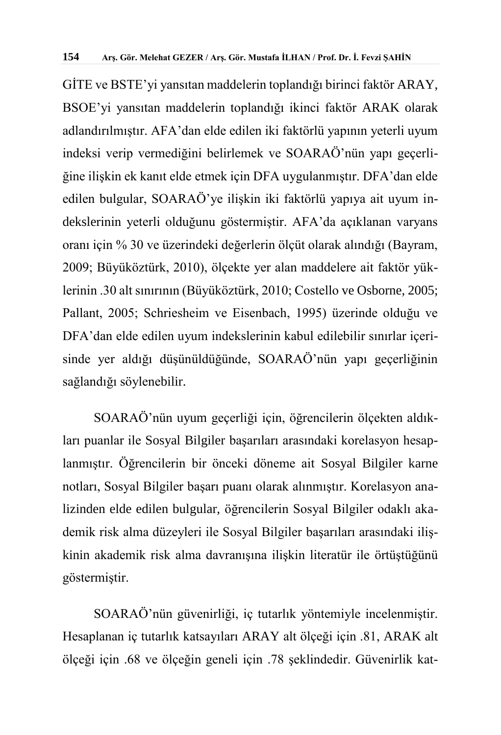GİTE ve BSTE'yi yansıtan maddelerin toplandığı birinci faktör ARAY, BSOE'yi yansıtan maddelerin toplandığı ikinci faktör ARAK olarak adlandırılmıştır. AFA'dan elde edilen iki faktörlü yapının yeterli uyum indeksi verip vermediğini belirlemek ve SOARAÖ'nün yapı geçerliğine ilişkin ek kanıt elde etmek için DFA uygulanmıştır. DFA'dan elde edilen bulgular, SOARAÖ'ye ilişkin iki faktörlü yapıya ait uyum indekslerinin yeterli olduğunu göstermiştir. AFA'da açıklanan varyans oranı için % 30 ve üzerindeki değerlerin ölçüt olarak alındığı (Bayram, 2009; Büyüköztürk, 2010), ölçekte yer alan maddelere ait faktör yüklerinin .30 alt sınırının (Büyüköztürk, 2010; Costello ve Osborne, 2005; Pallant, 2005; Schriesheim ve Eisenbach, 1995) üzerinde olduğu ve DFA'dan elde edilen uyum indekslerinin kabul edilebilir sınırlar içerisinde yer aldığı düşünüldüğünde, SOARAÖ'nün yapı geçerliğinin sağlandığı söylenebilir.

SOARAÖ'nün uyum geçerliği için, öğrencilerin ölçekten aldıkları puanlar ile Sosyal Bilgiler başarıları arasındaki korelasyon hesaplanmıştır. Öğrencilerin bir önceki döneme ait Sosyal Bilgiler karne notları, Sosyal Bilgiler başarı puanı olarak alınmıştır. Korelasyon analizinden elde edilen bulgular, öğrencilerin Sosyal Bilgiler odaklı akademik risk alma düzeyleri ile Sosyal Bilgiler başarıları arasındaki ilişkinin akademik risk alma davranışına ilişkin literatür ile örtüştüğünü göstermiştir.

SOARAÖ'nün güvenirliği, iç tutarlık yöntemiyle incelenmiştir. Hesaplanan iç tutarlık katsayıları ARAY alt ölçeği için .81, ARAK alt ölçeği için .68 ve ölçeğin geneli için .78 şeklindedir. Güvenirlik kat-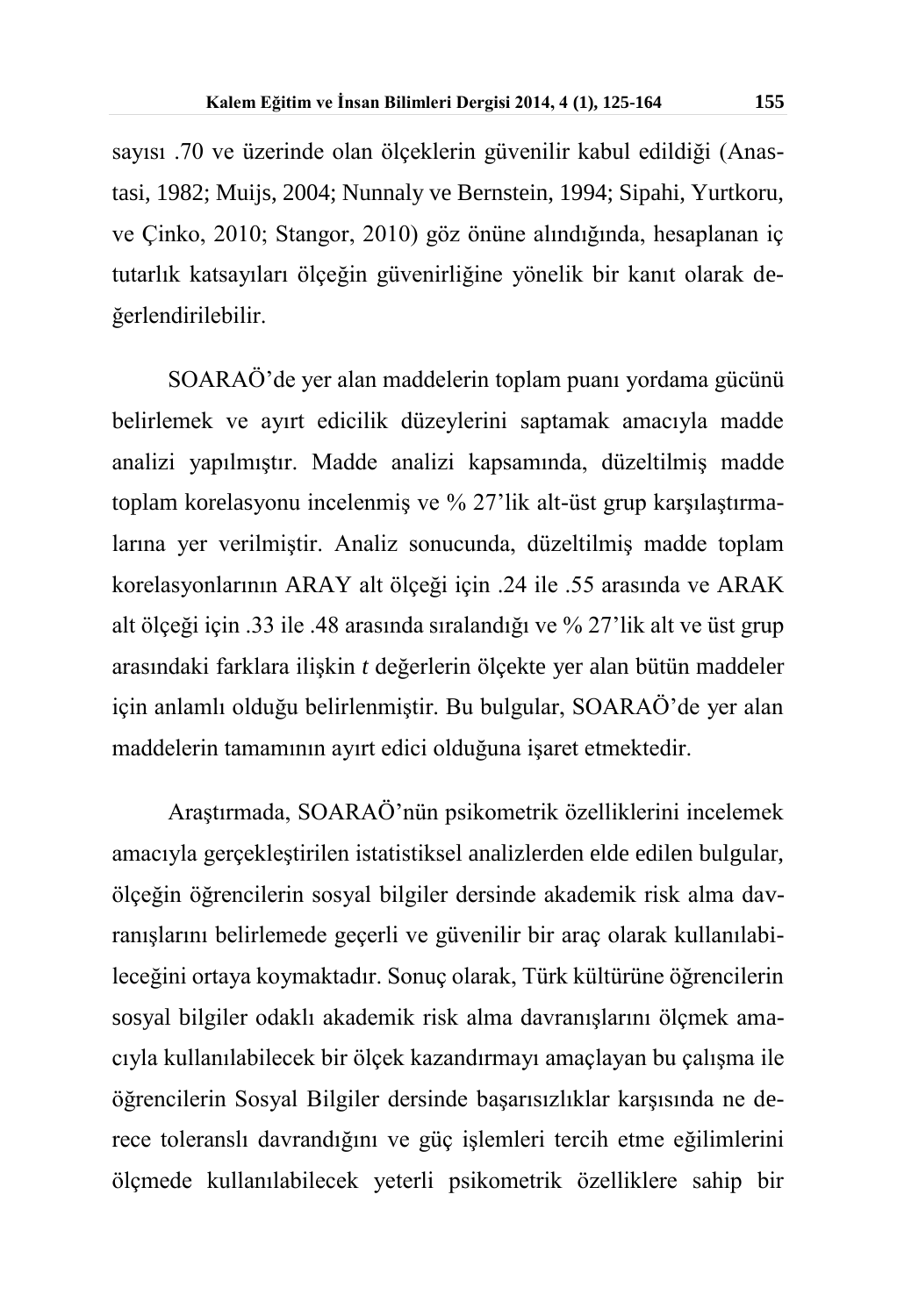sayısı .70 ve üzerinde olan ölçeklerin güvenilir kabul edildiği (Anastasi, 1982; Muijs, 2004; Nunnaly ve Bernstein, 1994; Sipahi, Yurtkoru, ve Çinko, 2010; Stangor, 2010) göz önüne alındığında, hesaplanan iç tutarlık katsayıları ölçeğin güvenirliğine yönelik bir kanıt olarak değerlendirilebilir.

SOARAÖ'de yer alan maddelerin toplam puanı yordama gücünü belirlemek ve ayırt edicilik düzeylerini saptamak amacıyla madde analizi yapılmıştır. Madde analizi kapsamında, düzeltilmiş madde toplam korelasyonu incelenmiş ve % 27'lik alt-üst grup karşılaştırmalarına yer verilmiştir. Analiz sonucunda, düzeltilmiş madde toplam korelasyonlarının ARAY alt ölçeği için .24 ile .55 arasında ve ARAK alt ölçeği için .33 ile .48 arasında sıralandığı ve % 27'lik alt ve üst grup arasındaki farklara ilişkin *t* değerlerin ölçekte yer alan bütün maddeler için anlamlı olduğu belirlenmiştir. Bu bulgular, SOARAÖ'de yer alan maddelerin tamamının ayırt edici olduğuna işaret etmektedir.

Araştırmada, SOARAÖ'nün psikometrik özelliklerini incelemek amacıyla gerçekleştirilen istatistiksel analizlerden elde edilen bulgular, ölçeğin öğrencilerin sosyal bilgiler dersinde akademik risk alma davranışlarını belirlemede geçerli ve güvenilir bir araç olarak kullanılabileceğini ortaya koymaktadır. Sonuç olarak, Türk kültürüne öğrencilerin sosyal bilgiler odaklı akademik risk alma davranışlarını ölçmek amacıyla kullanılabilecek bir ölçek kazandırmayı amaçlayan bu çalışma ile öğrencilerin Sosyal Bilgiler dersinde başarısızlıklar karşısında ne derece toleranslı davrandığını ve güç işlemleri tercih etme eğilimlerini ölçmede kullanılabilecek yeterli psikometrik özelliklere sahip bir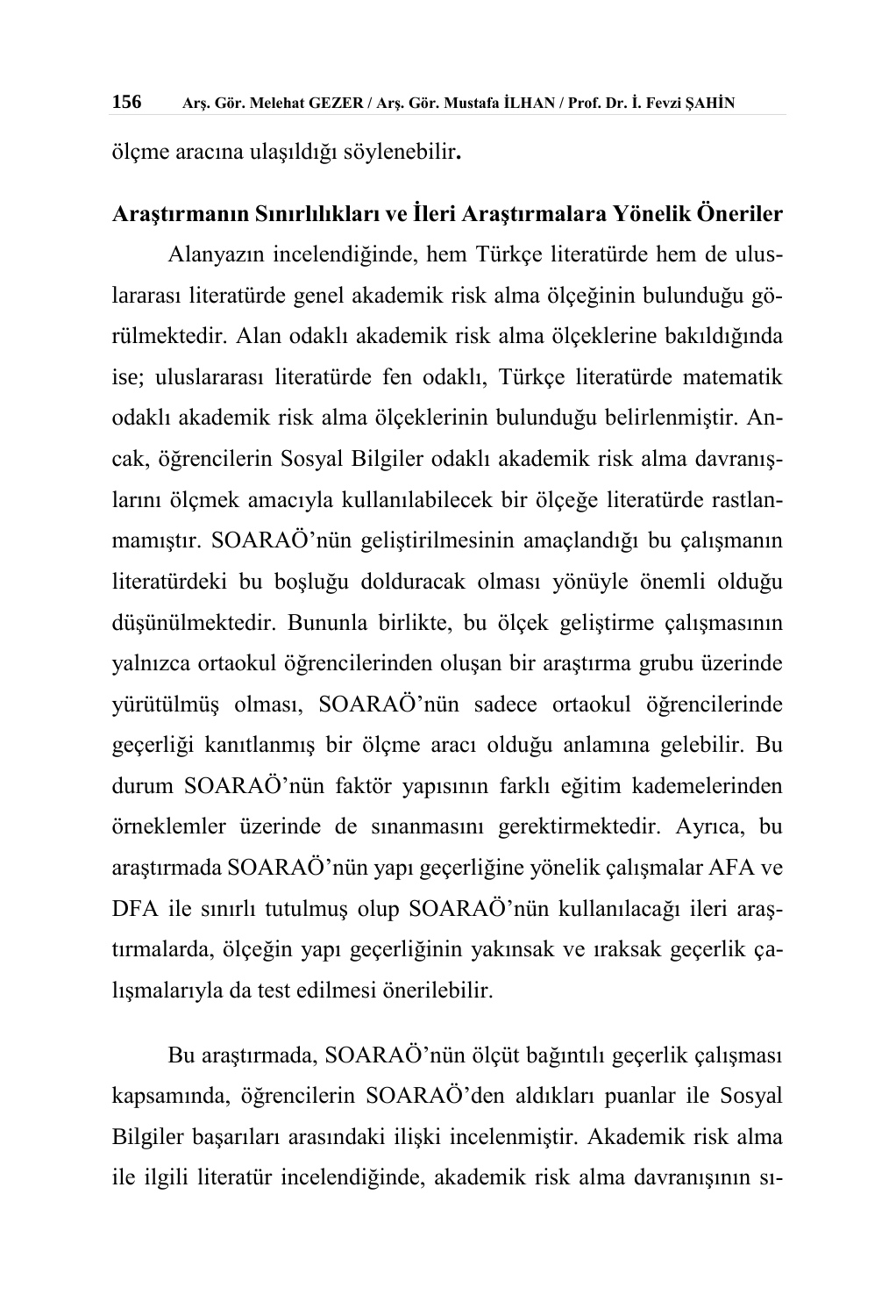ölçme aracına ulaşıldığı söylenebilir**.**

## Araştırmanın Sınırlılıkları ve İleri Araştırmalara Yönelik Öneriler

Alanyazın incelendiğinde, hem Türkçe literatürde hem de uluslararası literatürde genel akademik risk alma ölçeğinin bulunduğu görülmektedir. Alan odaklı akademik risk alma ölçeklerine bakıldığında ise; uluslararası literatürde fen odaklı, Türkçe literatürde matematik odaklı akademik risk alma ölçeklerinin bulunduğu belirlenmiştir. Ancak, öğrencilerin Sosyal Bilgiler odaklı akademik risk alma davranışlarını ölçmek amacıyla kullanılabilecek bir ölçeğe literatürde rastlanmamıştır. SOARAÖ'nün geliştirilmesinin amaçlandığı bu çalışmanın literatürdeki bu boşluğu dolduracak olması yönüyle önemli olduğu düşünülmektedir. Bununla birlikte, bu ölçek geliştirme çalışmasının yalnızca ortaokul öğrencilerinden oluşan bir araştırma grubu üzerinde yürütülmüş olması, SOARAÖ'nün sadece ortaokul öğrencilerinde geçerliği kanıtlanmış bir ölçme aracı olduğu anlamına gelebilir. Bu durum SOARAÖ'nün faktör yapısının farklı eğitim kademelerinden örneklemler üzerinde de sınanmasını gerektirmektedir. Ayrıca, bu araştırmada SOARAÖ'nün yapı geçerliğine yönelik çalışmalar AFA ve DFA ile sınırlı tutulmuş olup SOARAÖ'nün kullanılacağı ileri araştırmalarda, ölçeğin yapı geçerliğinin yakınsak ve ıraksak geçerlik çalışmalarıyla da test edilmesi önerilebilir.

Bu araştırmada, SOARAÖ'nün ölçüt bağıntılı geçerlik çalışması kapsamında, öğrencilerin SOARAÖ'den aldıkları puanlar ile Sosyal Bilgiler başarıları arasındaki ilişki incelenmiştir. Akademik risk alma ile ilgili literatür incelendiğinde, akademik risk alma davranışının sı-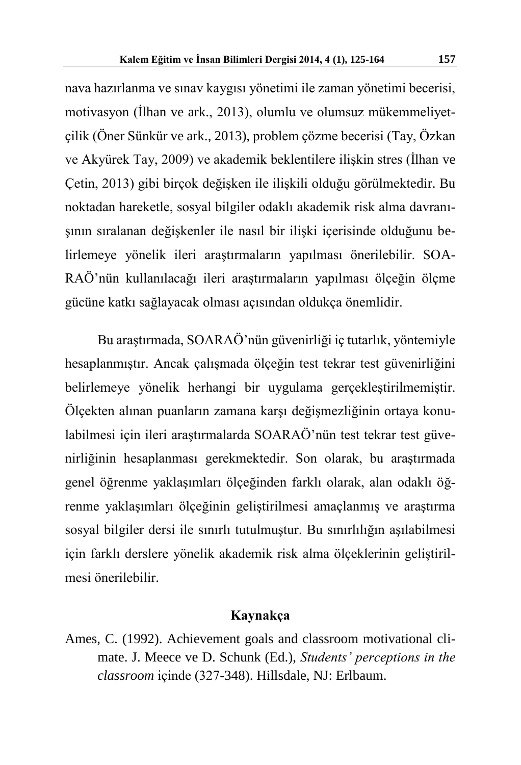nava hazırlanma ve sınav kaygısı yönetimi ile zaman yönetimi becerisi, motivasyon (İlhan ve ark., 2013), olumlu ve olumsuz mükemmeliyetçilik (Öner Sünkür ve ark., 2013), problem çözme becerisi (Tay, Özkan ve Akyürek Tay, 2009) ve akademik beklentilere ilişkin stres (İlhan ve Çetin, 2013) gibi birçok değişken ile ilişkili olduğu görülmektedir. Bu noktadan hareketle, sosyal bilgiler odaklı akademik risk alma davranışının sıralanan değişkenler ile nasıl bir ilişki içerisinde olduğunu belirlemeye yönelik ileri araştırmaların yapılması önerilebilir. SOARAÖ'nün kullanılacağı ileri araştırmaların yapılması ölçeğin ölçme gücüne katkı sağlayacak olması açısından oldukça önemlidir.

Bu araştırmada, SOARAÖ'nün güvenirliği iç tutarlık, yöntemiyle hesaplanmıştır. Ancak çalışmada ölçeğin test tekrar test güvenirliğini belirlemeye yönelik herhangi bir uygulama gerçekleştirilmemiştir. Ölçekten alınan puanların zamana karşı değişmezliğinin ortaya konulabilmesi için ileri araştırmalarda SOARAÖ'nün test tekrar test güvenirliğinin hesaplanması gerekmektedir. Son olarak, bu araştırmada genel öğrenme yaklaşımları ölçeğinden farklı olarak, alan odaklı öğrenme yaklaşımları ölçeğinin geliştirilmesi amaçlanmış ve araştırma sosyal bilgiler dersi ile sınırlı tutulmuştur. Bu sınırlılığın aşılabilmesi için farklı derslere yönelik akademik risk alma ölçeklerinin geliştirilmesi önerilebilir.

## Kaynakça

Ames, C. (1992). Achievement goals and classroom motivational climate. J. Meece ve D. Schunk (Ed.), *Students' perceptions in the classroom* içinde (327-348). Hillsdale, NJ: Erlbaum.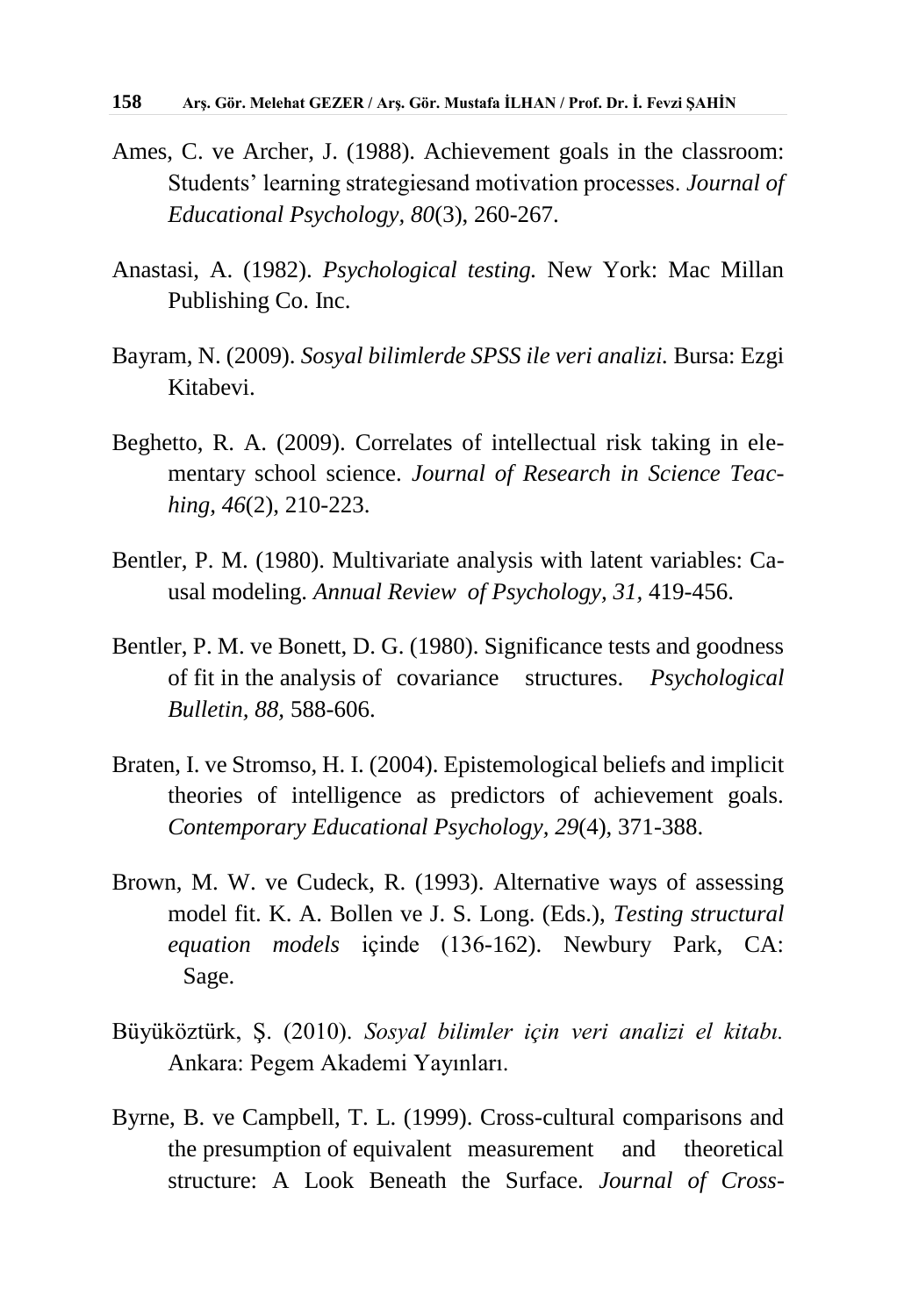Ames, C. ve Archer, J. (1988). Achievement goals in the classroom: Students' learning strategiesand motivation processes. *Journal of Educational Psychology, 80*(3), 260-267.

Anastasi, A. (1982). *Psychological testing.* New York: Mac Millan Publishing Co. Inc.

Bayram, N. (2009). *Sosyal bilimlerde SPSS ile veri analizi.* Bursa: Ezgi Kitabevi.

Beghetto, R. A. (2009). Correlates of intellectual risk taking in elementary school science. *Journal of Research in Science Teaching, 46*(2), 210-223.

Bentler, P. M. (1980). Multivariate analysis with latent variables: Causal modeling. *Annual Review of Psychology, 31*, 419-456.

Bentler, P. M. ve Bonett, D. G. (1980). Significance tests and goodness of fit in the analysis of covariance structures. *Psychological Bulletin, 88,* 588-606.

Braten, I. ve Stromso, H. I. (2004). Epistemological beliefs and implicit theories of intelligence as predictors of achievement goals. *Contemporary Educational Psychology, 29*(4), 371-388.

Brown, M. W. ve Cudeck, R. (1993). Alternative ways of assessing model fit. K. A. Bollen ve J. S. Long. (Eds.), *Testing structural equation models* içinde (136-162). Newbury Park, CA: Sage.

Büyüköztürk, Ş. (2010). *Sosyal bilimler için veri analizi el kitabı.* Ankara: Pegem Akademi Yayınları.

Byrne, B. ve Campbell, T. L. (1999). Cross-cultural comparisons and the presumption of equivalent measurement and theoretical structure: A Look Beneath the Surface. *Journal of Cross-*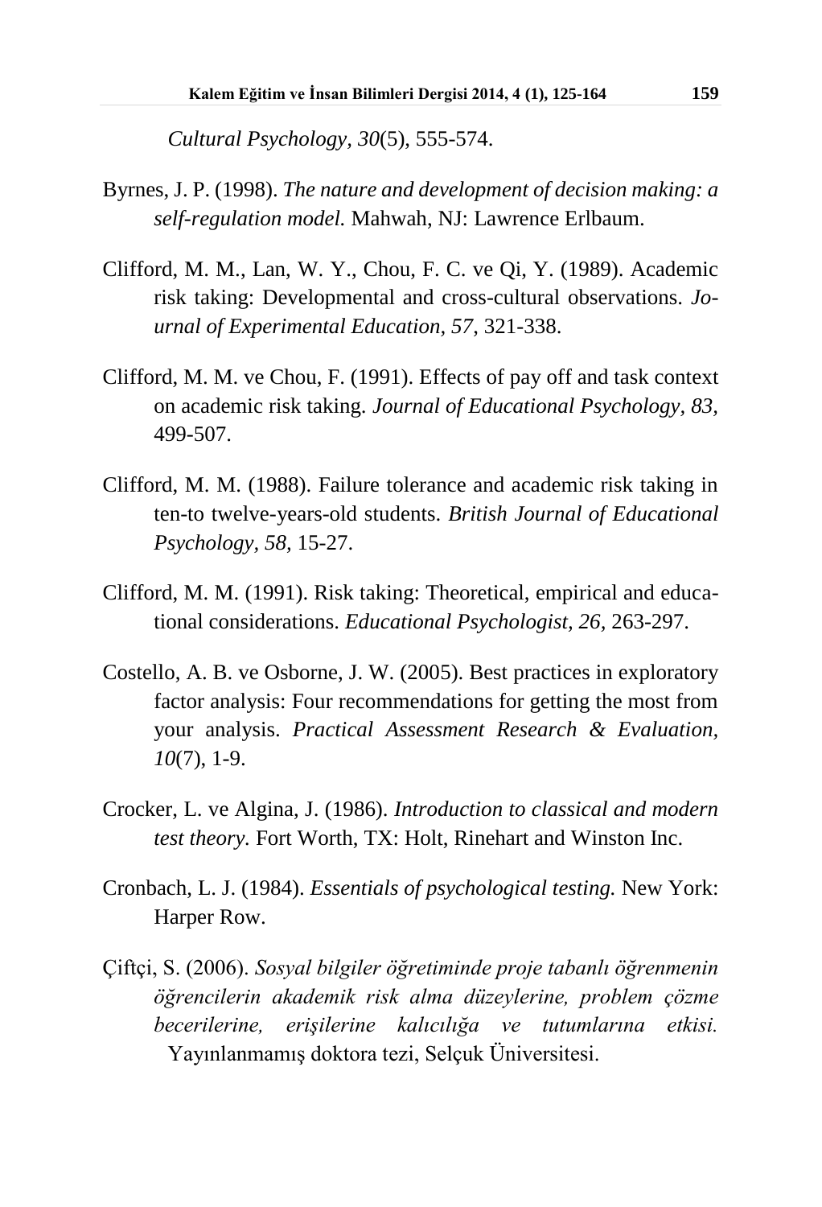*Cultural Psychology*, *30*(5), 555-574.

Byrnes, J. P. (1998). *The nature and development of decision making: a self-regulation model.* Mahwah, NJ: Lawrence Erlbaum.

Clifford, M. M., Lan, W. Y., Chou, F. C. ve Qi, Y. (1989). Academic risk taking: Developmental and cross-cultural observations. *Journal of Experimental Education, 57,* 321-338.

Clifford, M. M. ve Chou, F. (1991). Effects of pay off and task context on academic risk taking. *Journal of Educational Psychology, 83,* 499-507.

Clifford, M. M. (1988). Failure tolerance and academic risk taking in ten-to twelve-years-old students. *British Journal of Educational Psychology, 58,* 15-27.

Clifford, M. M. (1991). Risk taking: Theoretical, empirical and educational considerations. *Educational Psychologist, 26,* 263-297.

Costello, A. B. ve Osborne, J. W. (2005). Best practices in exploratory factor analysis: Four recommendations for getting the most from your analysis. *Practical Assessment Research & Evaluation, 10*(7), 1-9.

Crocker, L. ve Algina, J. (1986). *Introduction to classical and modern test theory.* Fort Worth, TX: Holt, Rinehart and Winston Inc.

Cronbach, L. J. (1984). *Essentials of psychological testing.* New York: Harper Row.

Çiftçi, S. (2006). *Sosyal bilgiler öğretiminde proje tabanlı öğrenmenin öğrencilerin akademik risk alma düzeylerine, problem çözme becerilerine, erişilerine kalıcılığa ve tutumlarına etkisi.* Yayınlanmamış doktora tezi, Selçuk Üniversitesi.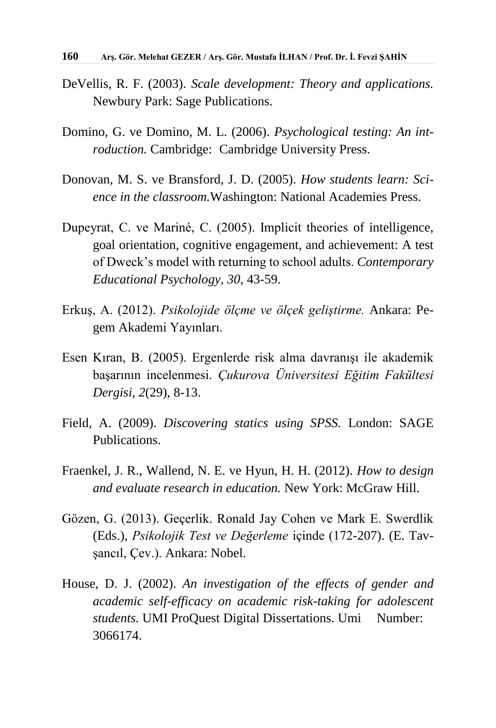DeVellis, R. F. (2003). *Scale development: Theory and applications.* Newbury Park: Sage Publications.

Domino, G. ve Domino, M. L. (2006). *Psychological testing: An introduction.* Cambridge: Cambridge University Press.

Donovan, M. S. ve Bransford, J. D. (2005). *How students learn: Science in the classroom.*Washington: National Academies Press.

Dupeyrat, C. ve Mariné, C. (2005). Implicit theories of intelligence, goal orientation, cognitive engagement, and achievement: A test of Dweck's model with returning to school adults. *Contemporary Educational Psychology, 30,* 43-59.

Erkuş, A. (2012). *Psikolojide ölçme ve ölçek geliştirme.* Ankara: Pegem Akademi Yayınları.

Esen Kıran, B. (2005). Ergenlerde risk alma davranışı ile akademik başarının incelenmesi. *Çukurova Üniversitesi Eğitim Fakültesi Dergisi, 2*(29), 8-13.

Field, A. (2009). *Discovering statics using SPSS.* London: SAGE Publications.

Fraenkel, J. R., Wallend, N. E. ve Hyun, H. H. (2012). *How to design and evaluate research in education.* New York: McGraw Hill.

Gözen, G. (2013). Geçerlik. Ronald Jay Cohen ve Mark E. Swerdlik (Eds.), *Psikolojik Test ve Değerleme* içinde (172-207). (E. Tavşancıl, Çev.). Ankara: Nobel.

House, D. J. (2002). *An investigation of the effects of gender and academic self-efficacy on academic risk-taking for adolescent students.* UMI ProQuest Digital Dissertations. Umi Number: 3066174.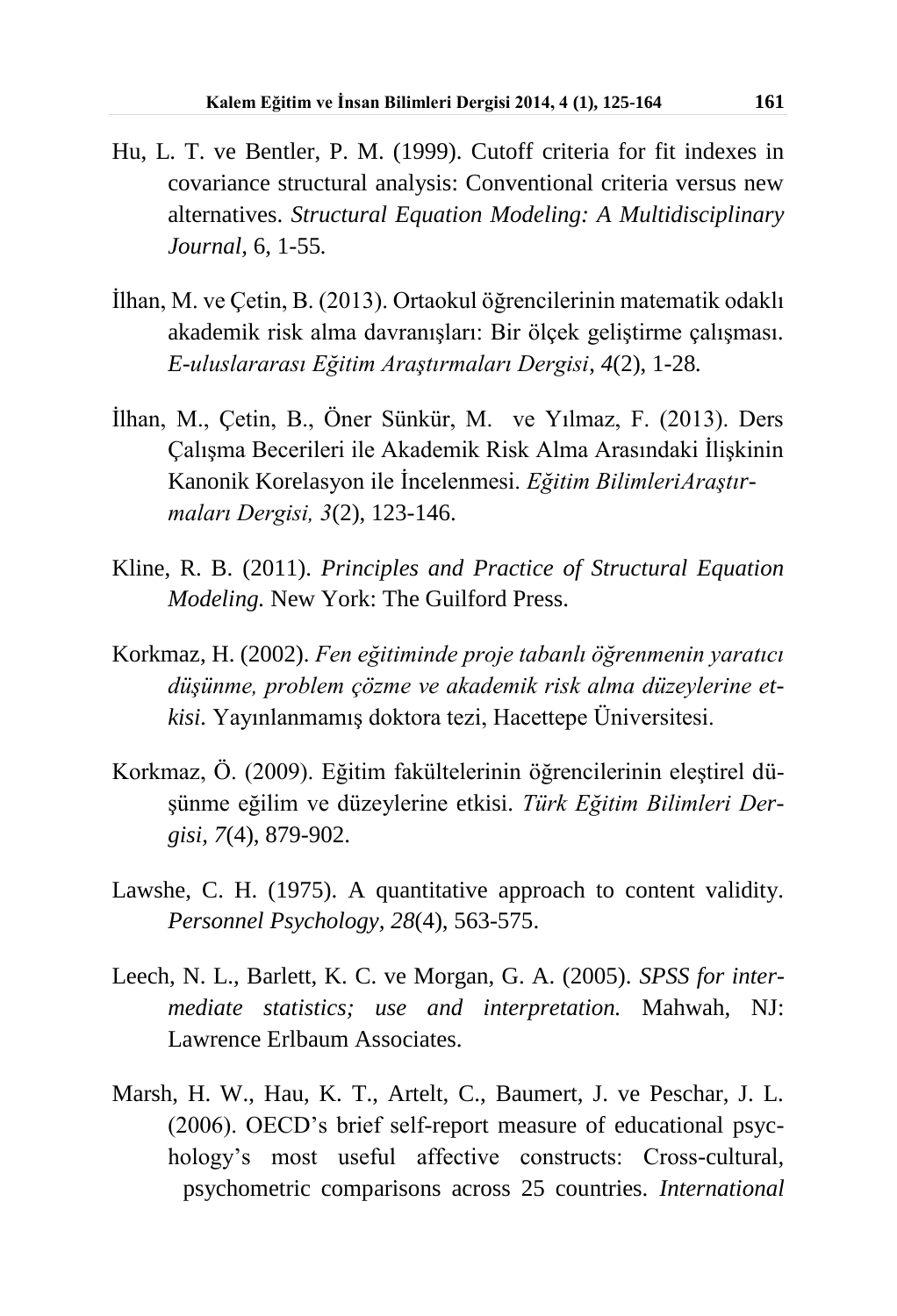Hu, L. T. ve Bentler, P. M. (1999). Cutoff criteria for fit indexes in covariance structural analysis: Conventional criteria versus new alternatives. *Structural Equation Modeling: A Multidisciplinary Journal,* 6, 1-55.

İlhan, M. ve Çetin, B. (2013). Ortaokul öğrencilerinin matematik odaklı akademik risk alma davranışları: Bir ölçek geliştirme çalışması. *E-uluslararası Eğitim Araştırmaları Dergisi*, *4*(2), 1-28.

İlhan, M., Çetin, B., Öner Sünkür, M. ve Yılmaz, F. (2013). Ders Çalışma Becerileri ile Akademik Risk Alma Arasındaki İlişkinin Kanonik Korelasyon ile İncelenmesi. *Eğitim BilimleriAraştırmaları Dergisi, 3*(2), 123-146.

Kline, R. B. (2011). *Principles and Practice of Structural Equation Modeling.* New York: The Guilford Press.

Korkmaz, H. (2002). *Fen eğitiminde proje tabanlı öğrenmenin yaratıcı düşünme, problem çözme ve akademik risk alma düzeylerine etkisi.* Yayınlanmamış doktora tezi, Hacettepe Üniversitesi.

Korkmaz, Ö. (2009). Eğitim fakültelerinin öğrencilerinin eleştirel düşünme eğilim ve düzeylerine etkisi. *Türk Eğitim Bilimleri Dergisi, 7*(4), 879-902.

Lawshe, C. H. (1975). A quantitative approach to content validity. *Personnel Psychology, 28*(4), 563-575.

Leech, N. L., Barlett, K. C. ve Morgan, G. A. (2005). *SPSS for intermediate statistics; use and interpretation.* Mahwah, NJ: Lawrence Erlbaum Associates.

Marsh, H. W., Hau, K. T., Artelt, C., Baumert, J. ve Peschar, J. L. (2006). OECD's brief self-report measure of educational psychology's most useful affective constructs: Cross-cultural, psychometric comparisons across 25 countries. *International*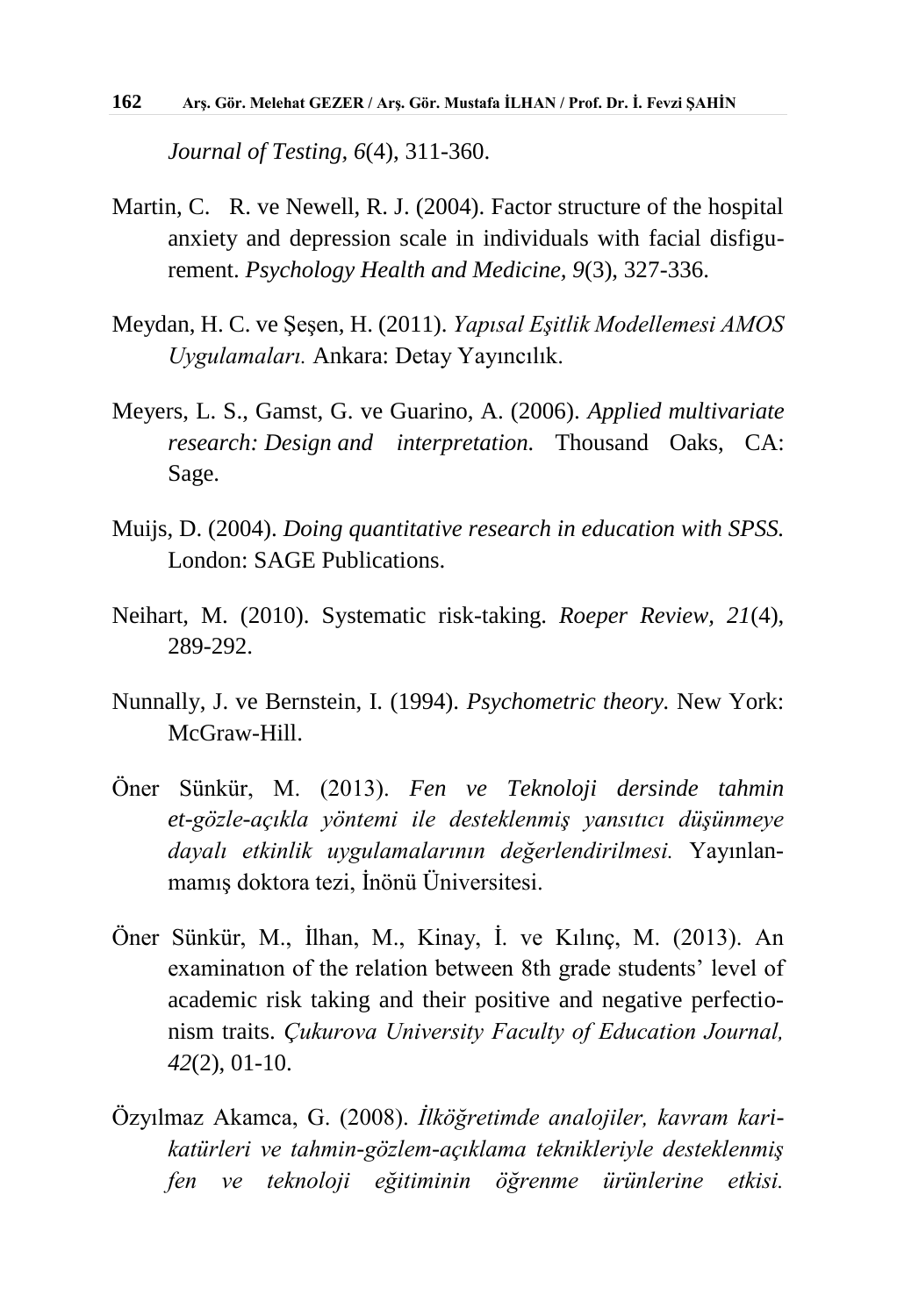*Journal of Testing*, *6*(4), 311-360.

Martin, C. R. ve Newell, R. J. (2004). Factor structure of the hospital anxiety and depression scale in individuals with facial disfigurement. *Psychology Health and Medicine, 9*(3), 327-336.

Meydan, H. C. ve Şeşen, H. (2011). *Yapısal Eşitlik Modellemesi AMOS Uygulamaları.* Ankara: Detay Yayıncılık.

Meyers, L. S., Gamst, G. ve Guarino, A. (2006). *Applied multivariate research: Design and interpretation.* Thousand Oaks, CA: Sage.

Muijs, D. (2004). *Doing quantitative research in education with SPSS.* London: SAGE Publications.

Neihart, M. (2010). Systematic risk-taking. *Roeper Review, 21*(4), 289-292.

Nunnally, J. ve Bernstein, I. (1994). *Psychometric theory.* New York: McGraw-Hill.

Öner Sünkür, M. (2013). *Fen ve Teknoloji dersinde tahmin et-gözle-açıkla yöntemi ile desteklenmiş yansıtıcı düşünmeye dayalı etkinlik uygulamalarının değerlendirilmesi.* Yayınlanmamış doktora tezi, İnönü Üniversitesi.

Öner Sünkür, M., İlhan, M., Kinay, İ. ve Kılınç, M. (2013). An examinatıon of the relation between 8th grade students' level of academic risk taking and their positive and negative perfectionism traits. *Çukurova University Faculty of Education Journal, 42*(2), 01-10.

Özyılmaz Akamca, G. (2008). *İlköğretimde analojiler, kavram karikatürleri ve tahmin-gözlem-açıklama teknikleriyle desteklenmiş fen ve teknoloji eğitiminin öğrenme ürünlerine etkisi.*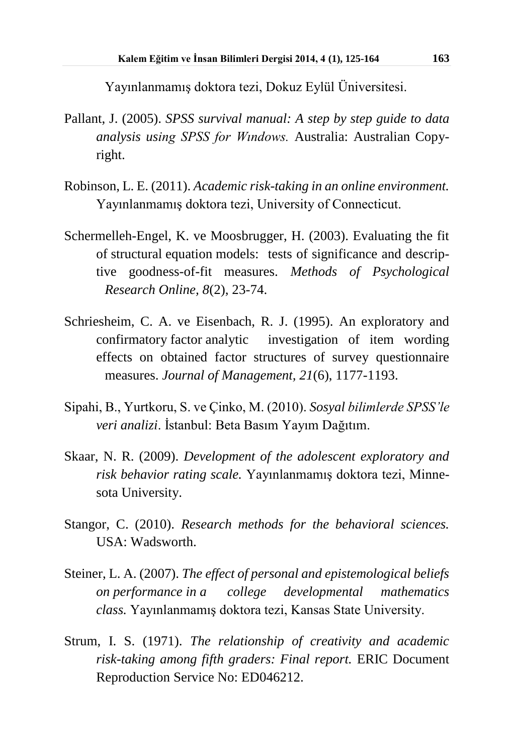Yayınlanmamış doktora tezi, Dokuz Eylül Üniversitesi.

Pallant, J. (2005). *SPSS survival manual: A step by step guide to data analysis using SPSS for Wındows.* Australia: Australian Copyright.

Robinson, L. E. (2011). *Academic risk-taking in an online environment.* Yayınlanmamış doktora tezi, University of Connecticut.

Schermelleh-Engel, K. ve Moosbrugger, H. (2003). Evaluating the fit of structural equation models: tests of significance and descriptive goodness-of-fit measures. *Methods of Psychological Research Online, 8*(2), 23-74.

Schriesheim, C. A. ve Eisenbach, R. J. (1995). An exploratory and confirmatory factor analytic investigation of item wording effects on obtained factor structures of survey questionnaire measures. *Journal of Management, 21*(6), 1177-1193.

Sipahi, B., Yurtkoru, S. ve Çinko, M. (2010). *Sosyal bilimlerde SPSS'le veri analizi*. İstanbul: Beta Basım Yayım Dağıtım.

Skaar, N. R. (2009). *Development of the adolescent exploratory and risk behavior rating scale.* Yayınlanmamış doktora tezi, Minnesota University.

Stangor, C. (2010). *Research methods for the behavioral sciences.* USA: Wadsworth.

Steiner, L. A. (2007). *The effect of personal and epistemological beliefs on performance in a college developmental mathematics class.* Yayınlanmamış doktora tezi, Kansas State University.

Strum, I. S. (1971). *The relationship of creativity and academic risk-taking among fifth graders: Final report.* ERIC Document Reproduction Service No: ED046212.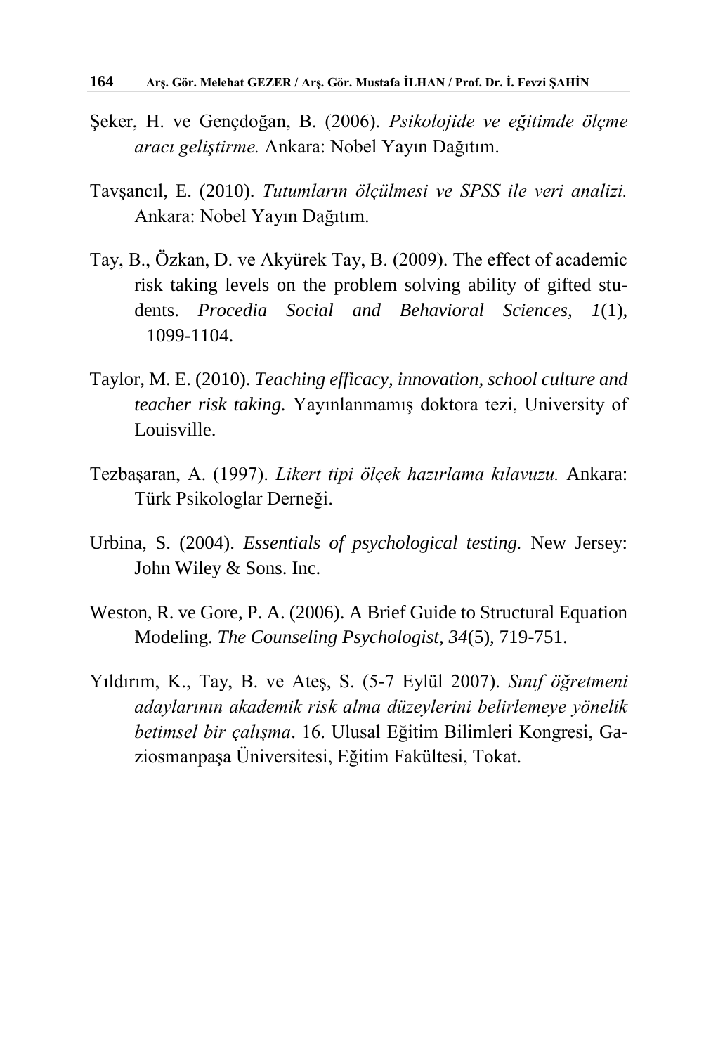Şeker, H. ve Gençdoğan, B. (2006). *Psikolojide ve eğitimde ölçme aracı geliştirme.* Ankara: Nobel Yayın Dağıtım.

Tavşancıl, E. (2010). *Tutumların ölçülmesi ve SPSS ile veri analizi.* Ankara: Nobel Yayın Dağıtım.

Tay, B., Özkan, D. ve Akyürek Tay, B. (2009). The effect of academic risk taking levels on the problem solving ability of gifted students. *Procedia Social and Behavioral Sciences, 1*(1), 1099-1104.

Taylor, M. E. (2010). *Teaching efficacy, innovation, school culture and teacher risk taking.* Yayınlanmamış doktora tezi, University of Louisville.

Tezbaşaran, A. (1997). *Likert tipi ölçek hazırlama kılavuzu.* Ankara: Türk Psikologlar Derneği.

Urbina, S. (2004). *Essentials of psychological testing.* New Jersey: John Wiley & Sons. Inc.

Weston, R. ve Gore, P. A. (2006). A Brief Guide to Structural Equation Modeling. *The Counseling Psychologist, 34*(5), 719-751.

Yıldırım, K., Tay, B. ve Ateş, S. (5-7 Eylül 2007). *Sınıf öğretmeni adaylarının akademik risk alma düzeylerini belirlemeye yönelik betimsel bir çalışma*. 16. Ulusal Eğitim Bilimleri Kongresi, Gaziosmanpaşa Üniversitesi, Eğitim Fakültesi, Tokat.